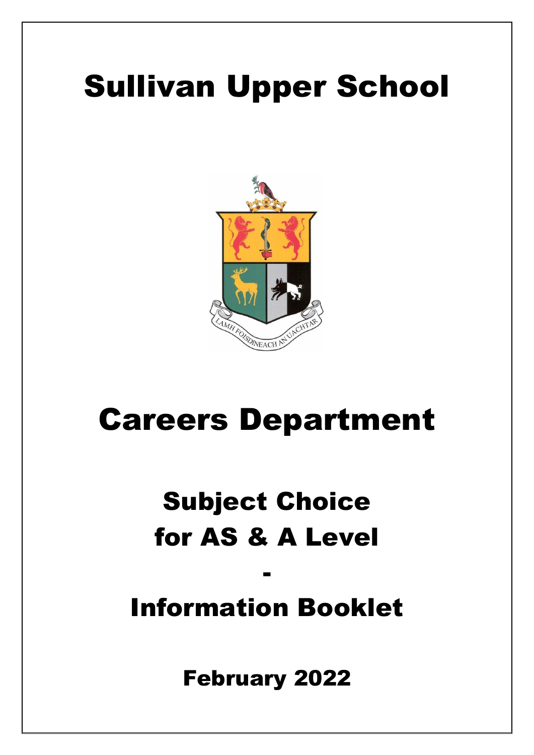# Sullivan Upper School

# Careers Department

## Subject Choice for AS & A Level

## -

## Information Booklet

**February 2022**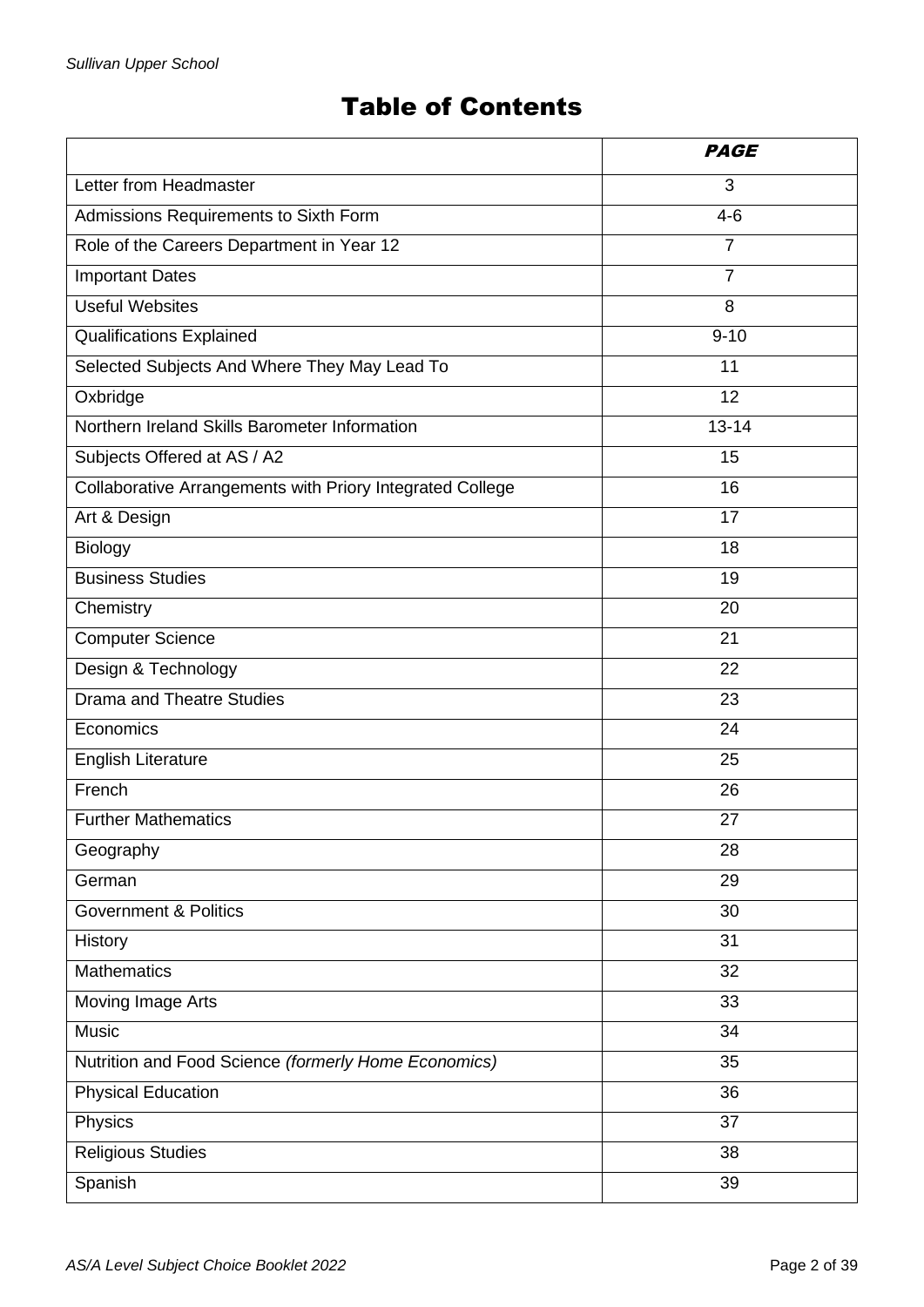# Table of Contents

| | *PAGE* |
|---|---|
| Letter from Headmaster | 3 |
| Admissions Requirements to Sixth Form | 4-6 |
| Role of the Careers Department in Year 12 | 7 |
| Important Dates | 7 |
| Useful Websites | 8 |
| Qualifications Explained | 9-10 |
| Selected Subjects And Where They May Lead To | 11 |
| Oxbridge | 12 |
| Northern Ireland Skills Barometer Information | 13-14 |
| Subjects Offered at AS / A2 | 15 |
| Collaborative Arrangements with Priory Integrated College | 16 |
| Art & Design | 17 |
| Biology | 18 |
| Business Studies | 19 |
| Chemistry | 20 |
| Computer Science | 21 |
| Design & Technology | 22 |
| Drama and Theatre Studies | 23 |
| Economics | 24 |
| English Literature | 25 |
| French | 26 |
| Further Mathematics | 27 |
| Geography | 28 |
| German | 29 |
| Government & Politics | 30 |
| History | 31 |
| Mathematics | 32 |
| Moving Image Arts | 33 |
| Music | 34 |
| Nutrition and Food Science *(formerly Home Economics)* | 35 |
| Physical Education | 36 |
| Physics | 37 |
| Religious Studies | 38 |
| Spanish | 39 |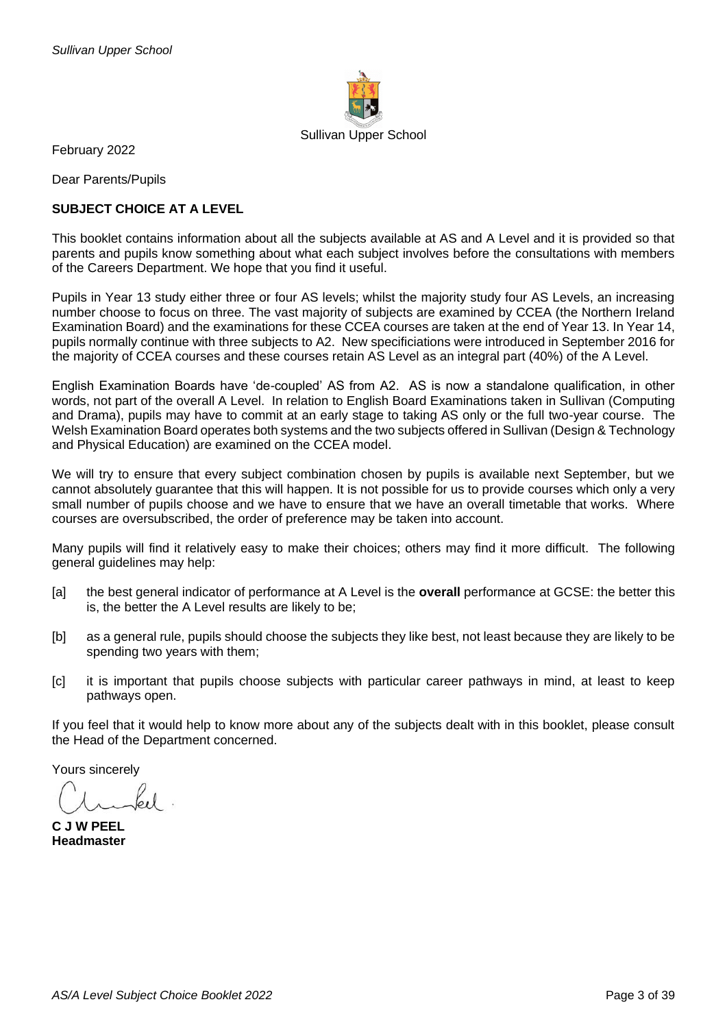Sullivan Upper School

February 2022

Dear Parents/Pupils

**SUBJECT CHOICE AT A LEVEL**

This booklet contains information about all the subjects available at AS and A Level and it is provided so that parents and pupils know something about what each subject involves before the consultations with members of the Careers Department. We hope that you find it useful.

Pupils in Year 13 study either three or four AS levels; whilst the majority study four AS Levels, an increasing number choose to focus on three. The vast majority of subjects are examined by CCEA (the Northern Ireland Examination Board) and the examinations for these CCEA courses are taken at the end of Year 13. In Year 14, pupils normally continue with three subjects to A2. New specificiations were introduced in September 2016 for the majority of CCEA courses and these courses retain AS Level as an integral part (40%) of the A Level.

English Examination Boards have 'de-coupled' AS from A2. AS is now a standalone qualification, in other words, not part of the overall A Level. In relation to English Board Examinations taken in Sullivan (Computing and Drama), pupils may have to commit at an early stage to taking AS only or the full two-year course. The Welsh Examination Board operates both systems and the two subjects offered in Sullivan (Design & Technology and Physical Education) are examined on the CCEA model.

We will try to ensure that every subject combination chosen by pupils is available next September, but we cannot absolutely guarantee that this will happen. It is not possible for us to provide courses which only a very small number of pupils choose and we have to ensure that we have an overall timetable that works. Where courses are oversubscribed, the order of preference may be taken into account.

Many pupils will find it relatively easy to make their choices; others may find it more difficult. The following general guidelines may help:

[a] the best general indicator of performance at A Level is the **overall** performance at GCSE: the better this is, the better the A Level results are likely to be;

[b] as a general rule, pupils should choose the subjects they like best, not least because they are likely to be spending two years with them;

[c] it is important that pupils choose subjects with particular career pathways in mind, at least to keep pathways open.

If you feel that it would help to know more about any of the subjects dealt with in this booklet, please consult the Head of the Department concerned.

Yours sincerely

**C J W PEEL**
**Headmaster**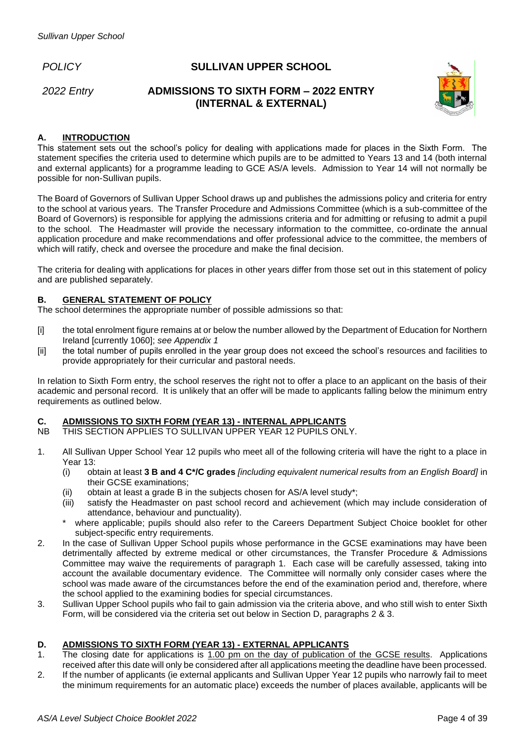*POLICY* **SULLIVAN UPPER SCHOOL**

*2022 Entry* **ADMISSIONS TO SIXTH FORM – 2022 ENTRY (INTERNAL & EXTERNAL)**

## A. INTRODUCTION

This statement sets out the school's policy for dealing with applications made for places in the Sixth Form. The statement specifies the criteria used to determine which pupils are to be admitted to Years 13 and 14 (both internal and external applicants) for a programme leading to GCE AS/A levels. Admission to Year 14 will not normally be possible for non-Sullivan pupils.

The Board of Governors of Sullivan Upper School draws up and publishes the admissions policy and criteria for entry to the school at various years. The Transfer Procedure and Admissions Committee (which is a sub-committee of the Board of Governors) is responsible for applying the admissions criteria and for admitting or refusing to admit a pupil to the school. The Headmaster will provide the necessary information to the committee, co-ordinate the annual application procedure and make recommendations and offer professional advice to the committee, the members of which will ratify, check and oversee the procedure and make the final decision.

The criteria for dealing with applications for places in other years differ from those set out in this statement of policy and are published separately.

## B. GENERAL STATEMENT OF POLICY

The school determines the appropriate number of possible admissions so that:

- [i] the total enrolment figure remains at or below the number allowed by the Department of Education for Northern Ireland [currently 1060]; *see Appendix 1*
- [ii] the total number of pupils enrolled in the year group does not exceed the school's resources and facilities to provide appropriately for their curricular and pastoral needs.

In relation to Sixth Form entry, the school reserves the right not to offer a place to an applicant on the basis of their academic and personal record. It is unlikely that an offer will be made to applicants falling below the minimum entry requirements as outlined below.

## C. ADMISSIONS TO SIXTH FORM (YEAR 13) - INTERNAL APPLICANTS

NB THIS SECTION APPLIES TO SULLIVAN UPPER YEAR 12 PUPILS ONLY.

1. All Sullivan Upper School Year 12 pupils who meet all of the following criteria will have the right to a place in Year 13:
   - (i) obtain at least **3 B and 4 C*/C grades** *[including equivalent numerical results from an English Board]* in their GCSE examinations;
   - (ii) obtain at least a grade B in the subjects chosen for AS/A level study*;
   - (iii) satisfy the Headmaster on past school record and achievement (which may include consideration of attendance, behaviour and punctuality).

   \* where applicable; pupils should also refer to the Careers Department Subject Choice booklet for other subject-specific entry requirements.
2. In the case of Sullivan Upper School pupils whose performance in the GCSE examinations may have been detrimentally affected by extreme medical or other circumstances, the Transfer Procedure & Admissions Committee may waive the requirements of paragraph 1. Each case will be carefully assessed, taking into account the available documentary evidence. The Committee will normally only consider cases where the school was made aware of the circumstances before the end of the examination period and, therefore, where the school applied to the examining bodies for special circumstances.
3. Sullivan Upper School pupils who fail to gain admission via the criteria above, and who still wish to enter Sixth Form, will be considered via the criteria set out below in Section D, paragraphs 2 & 3.

## D. ADMISSIONS TO SIXTH FORM (YEAR 13) - EXTERNAL APPLICANTS

1. The closing date for applications is <u>1.00 pm on the day of publication of the GCSE results</u>. Applications received after this date will only be considered after all applications meeting the deadline have been processed.
2. If the number of applicants (ie external applicants and Sullivan Upper Year 12 pupils who narrowly fail to meet the minimum requirements for an automatic place) exceeds the number of places available, applicants will be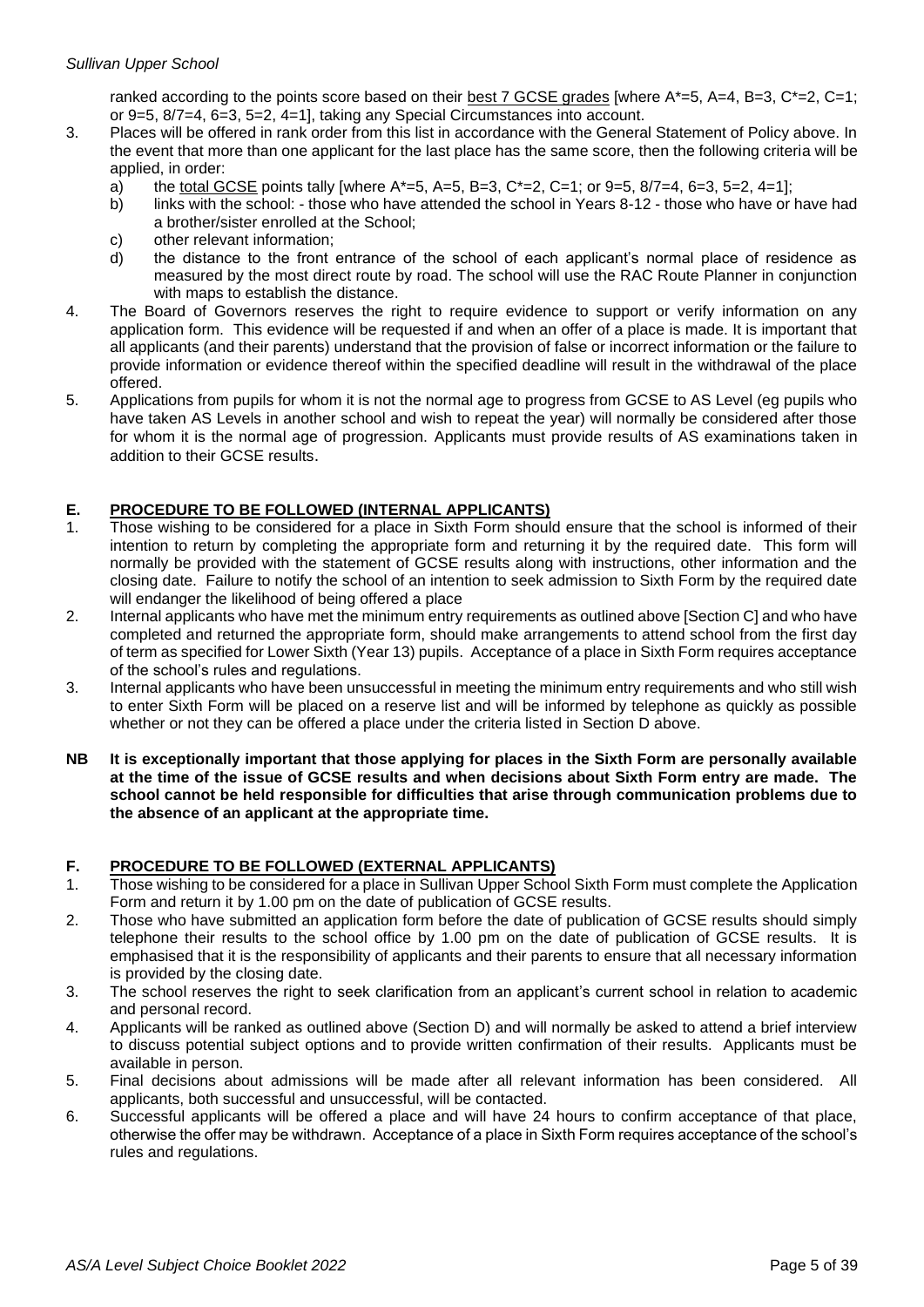ranked according to the points score based on their <u>best 7 GCSE grades</u> [where A*=5, A=4, B=3, C*=2, C=1; or 9=5, 8/7=4, 6=3, 5=2, 4=1], taking any Special Circumstances into account.

3. Places will be offered in rank order from this list in accordance with the General Statement of Policy above. In the event that more than one applicant for the last place has the same score, then the following criteria will be applied, in order:
   a) the <u>total GCSE</u> points tally [where A*=5, A=5, B=3, C*=2, C=1; or 9=5, 8/7=4, 6=3, 5=2, 4=1];
   b) links with the school: - those who have attended the school in Years 8-12 - those who have or have had a brother/sister enrolled at the School;
   c) other relevant information;
   d) the distance to the front entrance of the school of each applicant's normal place of residence as measured by the most direct route by road. The school will use the RAC Route Planner in conjunction with maps to establish the distance.
4. The Board of Governors reserves the right to require evidence to support or verify information on any application form. This evidence will be requested if and when an offer of a place is made. It is important that all applicants (and their parents) understand that the provision of false or incorrect information or the failure to provide information or evidence thereof within the specified deadline will result in the withdrawal of the place offered.
5. Applications from pupils for whom it is not the normal age to progress from GCSE to AS Level (eg pupils who have taken AS Levels in another school and wish to repeat the year) will normally be considered after those for whom it is the normal age of progression. Applicants must provide results of AS examinations taken in addition to their GCSE results.

## E. PROCEDURE TO BE FOLLOWED (INTERNAL APPLICANTS)

1. Those wishing to be considered for a place in Sixth Form should ensure that the school is informed of their intention to return by completing the appropriate form and returning it by the required date. This form will normally be provided with the statement of GCSE results along with instructions, other information and the closing date. Failure to notify the school of an intention to seek admission to Sixth Form by the required date will endanger the likelihood of being offered a place
2. Internal applicants who have met the minimum entry requirements as outlined above [Section C] and who have completed and returned the appropriate form, should make arrangements to attend school from the first day of term as specified for Lower Sixth (Year 13) pupils. Acceptance of a place in Sixth Form requires acceptance of the school's rules and regulations.
3. Internal applicants who have been unsuccessful in meeting the minimum entry requirements and who still wish to enter Sixth Form will be placed on a reserve list and will be informed by telephone as quickly as possible whether or not they can be offered a place under the criteria listed in Section D above.

**NB It is exceptionally important that those applying for places in the Sixth Form are personally available at the time of the issue of GCSE results and when decisions about Sixth Form entry are made. The school cannot be held responsible for difficulties that arise through communication problems due to the absence of an applicant at the appropriate time.**

## F. PROCEDURE TO BE FOLLOWED (EXTERNAL APPLICANTS)

1. Those wishing to be considered for a place in Sullivan Upper School Sixth Form must complete the Application Form and return it by 1.00 pm on the date of publication of GCSE results.
2. Those who have submitted an application form before the date of publication of GCSE results should simply telephone their results to the school office by 1.00 pm on the date of publication of GCSE results. It is emphasised that it is the responsibility of applicants and their parents to ensure that all necessary information is provided by the closing date.
3. The school reserves the right to seek clarification from an applicant's current school in relation to academic and personal record.
4. Applicants will be ranked as outlined above (Section D) and will normally be asked to attend a brief interview to discuss potential subject options and to provide written confirmation of their results. Applicants must be available in person.
5. Final decisions about admissions will be made after all relevant information has been considered. All applicants, both successful and unsuccessful, will be contacted.
6. Successful applicants will be offered a place and will have 24 hours to confirm acceptance of that place, otherwise the offer may be withdrawn. Acceptance of a place in Sixth Form requires acceptance of the school's rules and regulations.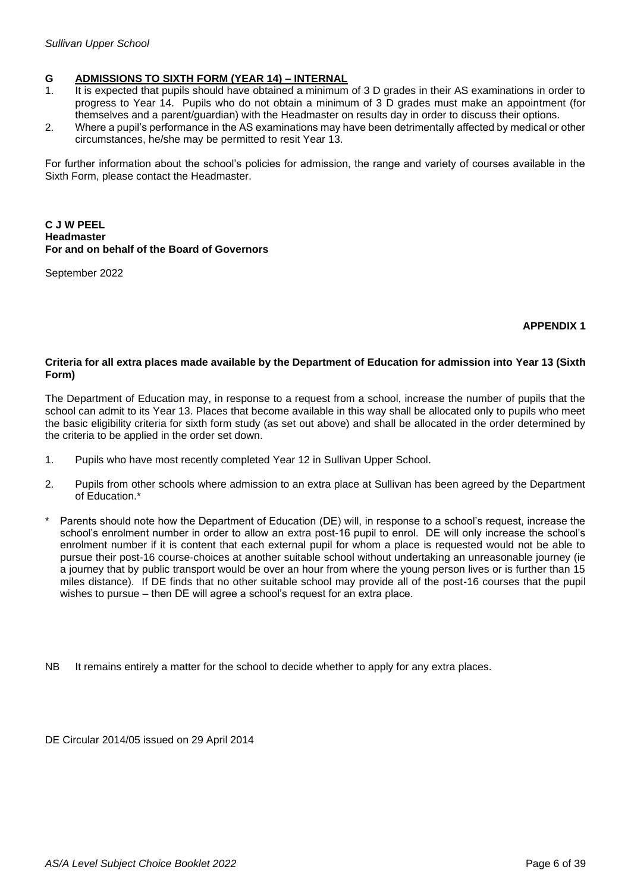## G ADMISSIONS TO SIXTH FORM (YEAR 14) – INTERNAL

1. It is expected that pupils should have obtained a minimum of 3 D grades in their AS examinations in order to progress to Year 14. Pupils who do not obtain a minimum of 3 D grades must make an appointment (for themselves and a parent/guardian) with the Headmaster on results day in order to discuss their options.
2. Where a pupil's performance in the AS examinations may have been detrimentally affected by medical or other circumstances, he/she may be permitted to resit Year 13.

For further information about the school's policies for admission, the range and variety of courses available in the Sixth Form, please contact the Headmaster.

**C J W PEEL**
**Headmaster**
**For and on behalf of the Board of Governors**

September 2022

**APPENDIX 1**

**Criteria for all extra places made available by the Department of Education for admission into Year 13 (Sixth Form)**

The Department of Education may, in response to a request from a school, increase the number of pupils that the school can admit to its Year 13. Places that become available in this way shall be allocated only to pupils who meet the basic eligibility criteria for sixth form study (as set out above) and shall be allocated in the order determined by the criteria to be applied in the order set down.

1. Pupils who have most recently completed Year 12 in Sullivan Upper School.

2. Pupils from other schools where admission to an extra place at Sullivan has been agreed by the Department of Education.*

\* Parents should note how the Department of Education (DE) will, in response to a school's request, increase the school's enrolment number in order to allow an extra post-16 pupil to enrol. DE will only increase the school's enrolment number if it is content that each external pupil for whom a place is requested would not be able to pursue their post-16 course-choices at another suitable school without undertaking an unreasonable journey (ie a journey that by public transport would be over an hour from where the young person lives or is further than 15 miles distance). If DE finds that no other suitable school may provide all of the post-16 courses that the pupil wishes to pursue – then DE will agree a school's request for an extra place.

NB It remains entirely a matter for the school to decide whether to apply for any extra places.

DE Circular 2014/05 issued on 29 April 2014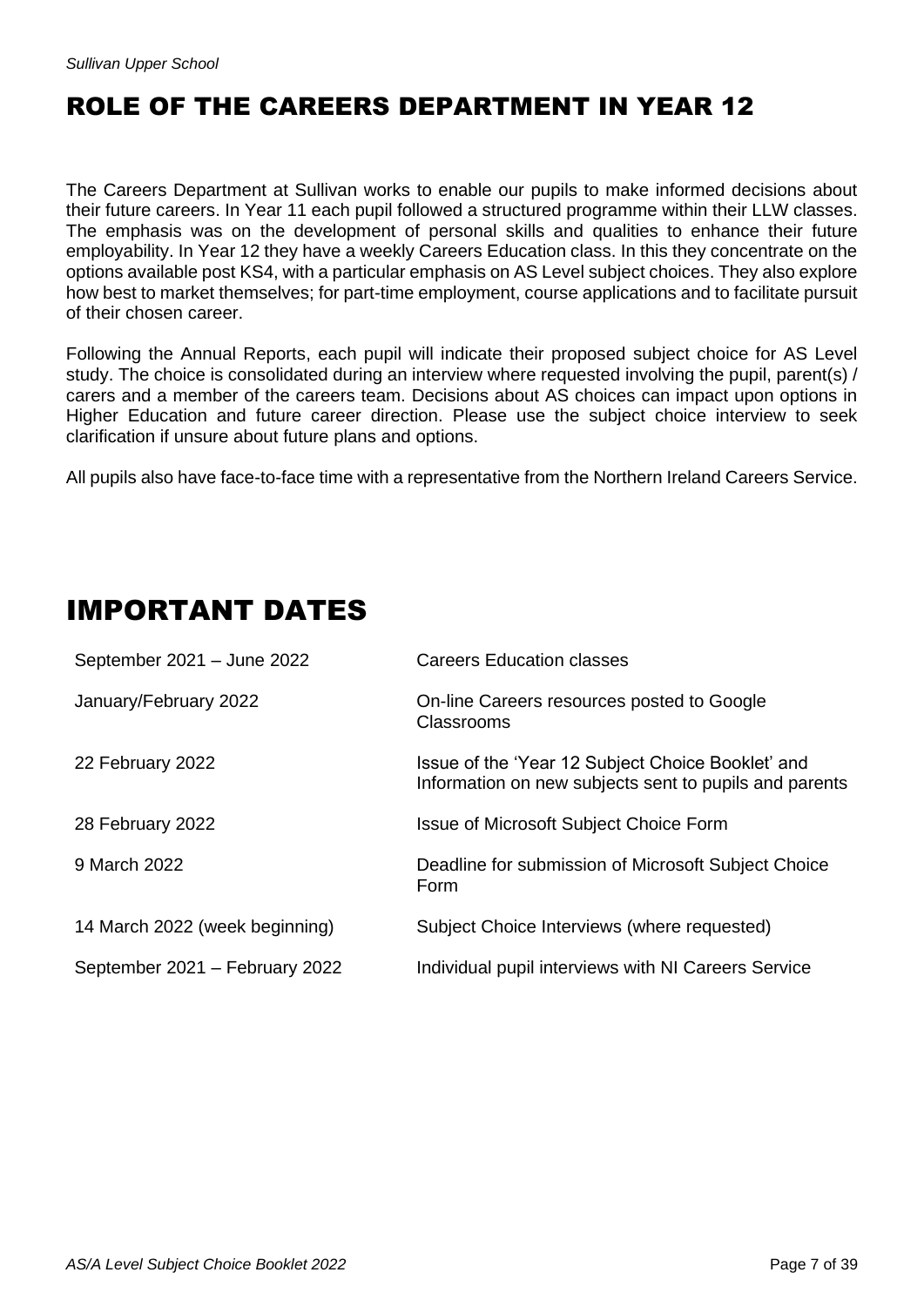## ROLE OF THE CAREERS DEPARTMENT IN YEAR 12

The Careers Department at Sullivan works to enable our pupils to make informed decisions about their future careers. In Year 11 each pupil followed a structured programme within their LLW classes. The emphasis was on the development of personal skills and qualities to enhance their future employability. In Year 12 they have a weekly Careers Education class. In this they concentrate on the options available post KS4, with a particular emphasis on AS Level subject choices. They also explore how best to market themselves; for part-time employment, course applications and to facilitate pursuit of their chosen career.

Following the Annual Reports, each pupil will indicate their proposed subject choice for AS Level study. The choice is consolidated during an interview where requested involving the pupil, parent(s) / carers and a member of the careers team. Decisions about AS choices can impact upon options in Higher Education and future career direction. Please use the subject choice interview to seek clarification if unsure about future plans and options.

All pupils also have face-to-face time with a representative from the Northern Ireland Careers Service.

## IMPORTANT DATES

| | |
|---|---|
| September 2021 – June 2022 | Careers Education classes |
| January/February 2022 | On-line Careers resources posted to Google Classrooms |
| 22 February 2022 | Issue of the 'Year 12 Subject Choice Booklet' and Information on new subjects sent to pupils and parents |
| 28 February 2022 | Issue of Microsoft Subject Choice Form |
| 9 March 2022 | Deadline for submission of Microsoft Subject Choice Form |
| 14 March 2022 (week beginning) | Subject Choice Interviews (where requested) |
| September 2021 – February 2022 | Individual pupil interviews with NI Careers Service |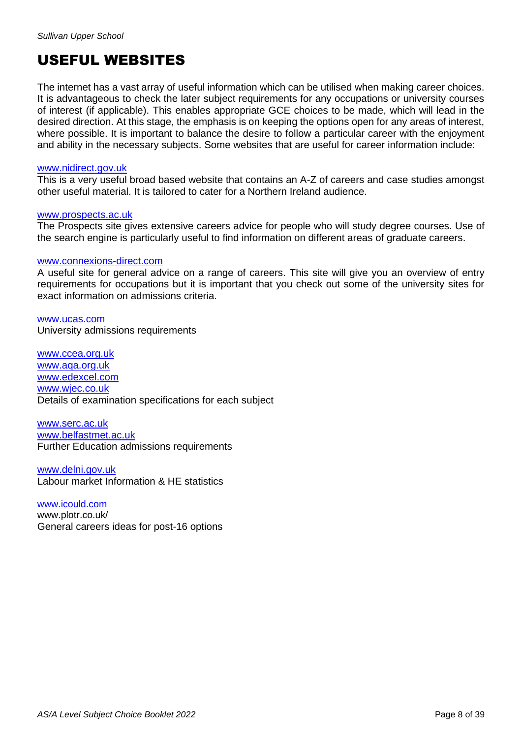# USEFUL WEBSITES

The internet has a vast array of useful information which can be utilised when making career choices. It is advantageous to check the later subject requirements for any occupations or university courses of interest (if applicable). This enables appropriate GCE choices to be made, which will lead in the desired direction. At this stage, the emphasis is on keeping the options open for any areas of interest, where possible. It is important to balance the desire to follow a particular career with the enjoyment and ability in the necessary subjects. Some websites that are useful for career information include:

www.nidirect.gov.uk
This is a very useful broad based website that contains an A-Z of careers and case studies amongst other useful material. It is tailored to cater for a Northern Ireland audience.

www.prospects.ac.uk
The Prospects site gives extensive careers advice for people who will study degree courses. Use of the search engine is particularly useful to find information on different areas of graduate careers.

www.connexions-direct.com
A useful site for general advice on a range of careers. This site will give you an overview of entry requirements for occupations but it is important that you check out some of the university sites for exact information on admissions criteria.

www.ucas.com
University admissions requirements

www.ccea.org.uk
www.aqa.org.uk
www.edexcel.com
www.wjec.co.uk
Details of examination specifications for each subject

www.serc.ac.uk
www.belfastmet.ac.uk
Further Education admissions requirements

www.delni.gov.uk
Labour market Information & HE statistics

www.icould.com
www.plotr.co.uk/
General careers ideas for post-16 options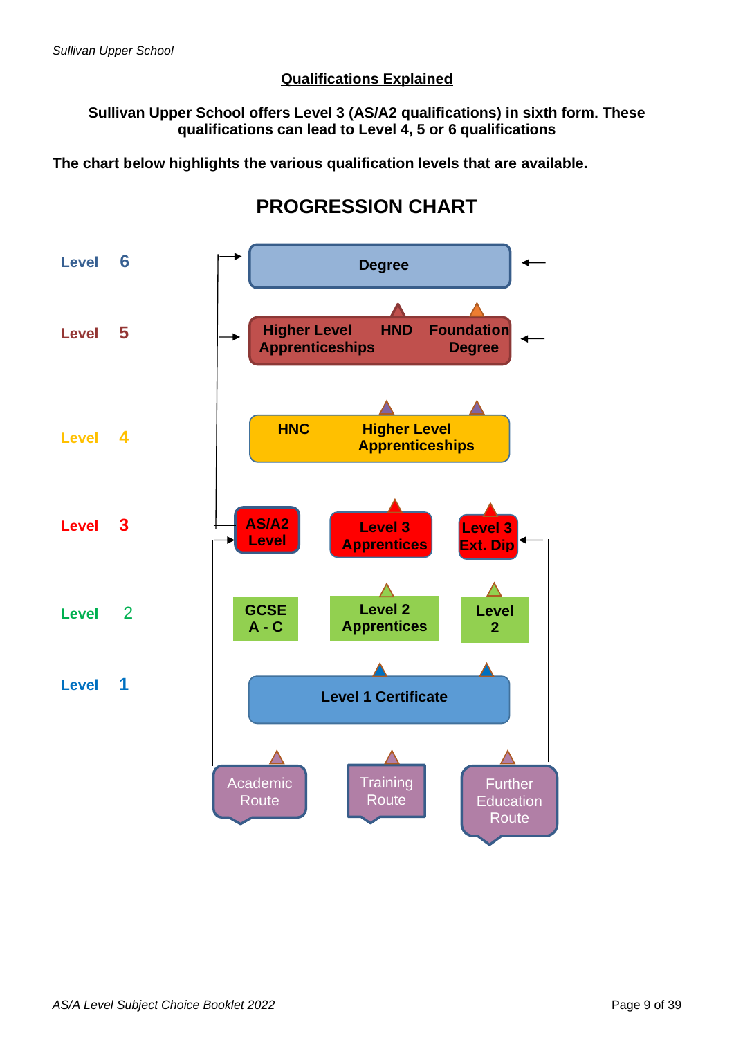## Qualifications Explained

**Sullivan Upper School offers Level 3 (AS/A2 qualifications) in sixth form. These qualifications can lead to Level 4, 5 or 6 qualifications**

**The chart below highlights the various qualification levels that are available.**

## PROGRESSION CHART

| Level | Qualifications |
|---|---|
| Level 6 | Degree |
| Level 5 | Higher Level Apprenticeships, HND, Foundation Degree |
| Level 4 | HNC, Higher Level Apprenticeships |
| Level 3 | AS/A2 Level, Level 3 Apprentices, Level 3 Ext. Dip |
| Level 2 | GCSE A - C, Level 2 Apprentices, Level 2 |
| Level 1 | Level 1 Certificate |

Academic Route | Training Route | Further Education Route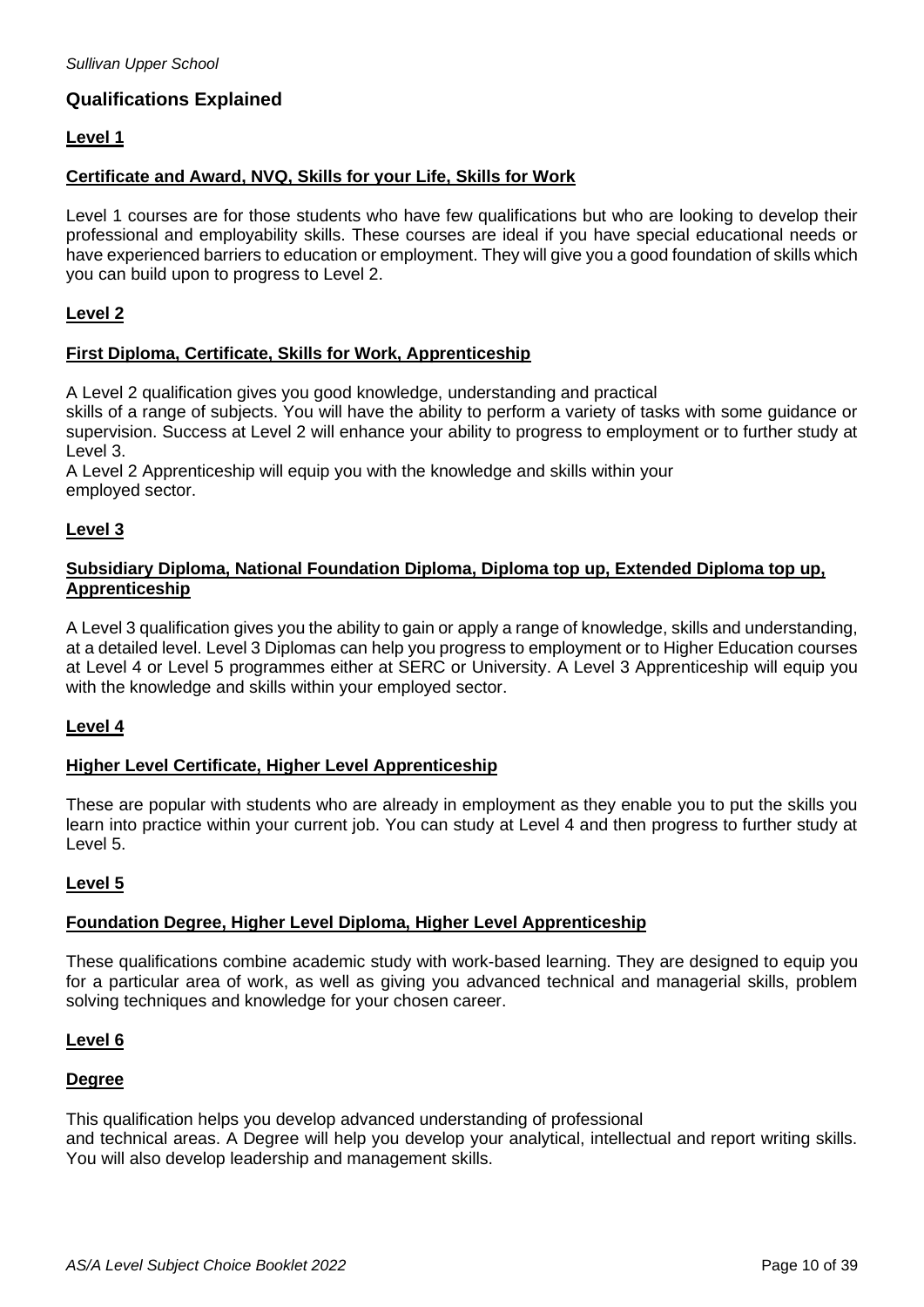## Qualifications Explained

### Level 1

**Certificate and Award, NVQ, Skills for your Life, Skills for Work**

Level 1 courses are for those students who have few qualifications but who are looking to develop their professional and employability skills. These courses are ideal if you have special educational needs or have experienced barriers to education or employment. They will give you a good foundation of skills which you can build upon to progress to Level 2.

### Level 2

**First Diploma, Certificate, Skills for Work, Apprenticeship**

A Level 2 qualification gives you good knowledge, understanding and practical skills of a range of subjects. You will have the ability to perform a variety of tasks with some guidance or supervision. Success at Level 2 will enhance your ability to progress to employment or to further study at Level 3.

A Level 2 Apprenticeship will equip you with the knowledge and skills within your employed sector.

### Level 3

**Subsidiary Diploma, National Foundation Diploma, Diploma top up, Extended Diploma top up, Apprenticeship**

A Level 3 qualification gives you the ability to gain or apply a range of knowledge, skills and understanding, at a detailed level. Level 3 Diplomas can help you progress to employment or to Higher Education courses at Level 4 or Level 5 programmes either at SERC or University. A Level 3 Apprenticeship will equip you with the knowledge and skills within your employed sector.

### Level 4

**Higher Level Certificate, Higher Level Apprenticeship**

These are popular with students who are already in employment as they enable you to put the skills you learn into practice within your current job. You can study at Level 4 and then progress to further study at Level 5.

### Level 5

**Foundation Degree, Higher Level Diploma, Higher Level Apprenticeship**

These qualifications combine academic study with work-based learning. They are designed to equip you for a particular area of work, as well as giving you advanced technical and managerial skills, problem solving techniques and knowledge for your chosen career.

### Level 6

**Degree**

This qualification helps you develop advanced understanding of professional and technical areas. A Degree will help you develop your analytical, intellectual and report writing skills. You will also develop leadership and management skills.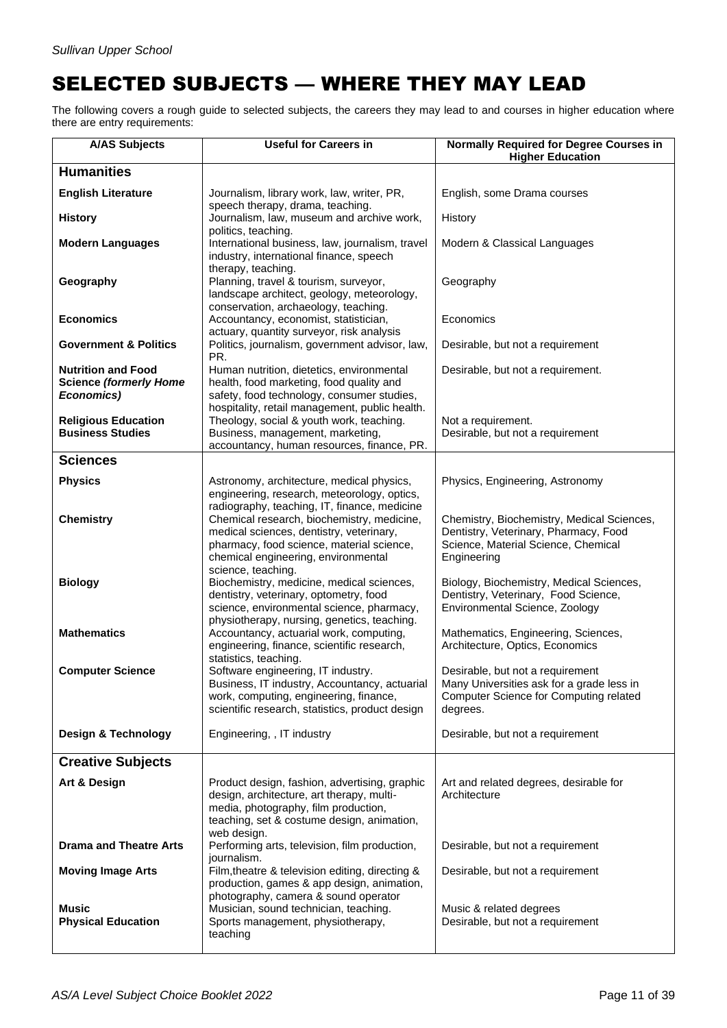# SELECTED SUBJECTS — WHERE THEY MAY LEAD

The following covers a rough guide to selected subjects, the careers they may lead to and courses in higher education where there are entry requirements:

| A/AS Subjects | Useful for Careers in | Normally Required for Degree Courses in Higher Education |
|---|---|---|
| **Humanities** | | |
| **English Literature** | Journalism, library work, law, writer, PR, speech therapy, drama, teaching. | English, some Drama courses |
| **History** | Journalism, law, museum and archive work, politics, teaching. | History |
| **Modern Languages** | International business, law, journalism, travel industry, international finance, speech therapy, teaching. | Modern & Classical Languages |
| **Geography** | Planning, travel & tourism, surveyor, landscape architect, geology, meteorology, conservation, archaeology, teaching. | Geography |
| **Economics** | Accountancy, economist, statistician, actuary, quantity surveyor, risk analysis | Economics |
| **Government & Politics** | Politics, journalism, government advisor, law, PR. | Desirable, but not a requirement |
| **Nutrition and Food Science *(formerly Home Economics)*** | Human nutrition, dietetics, environmental health, food marketing, food quality and safety, food technology, consumer studies, hospitality, retail management, public health. | Desirable, but not a requirement. |
| **Religious Education** | Theology, social & youth work, teaching. | Not a requirement. |
| **Business Studies** | Business, management, marketing, accountancy, human resources, finance, PR. | Desirable, but not a requirement |
| **Sciences** | | |
| **Physics** | Astronomy, architecture, medical physics, engineering, research, meteorology, optics, radiography, teaching, IT, finance, medicine | Physics, Engineering, Astronomy |
| **Chemistry** | Chemical research, biochemistry, medicine, medical sciences, dentistry, veterinary, pharmacy, food science, material science, chemical engineering, environmental science, teaching. | Chemistry, Biochemistry, Medical Sciences, Dentistry, Veterinary, Pharmacy, Food Science, Material Science, Chemical Engineering |
| **Biology** | Biochemistry, medicine, medical sciences, dentistry, veterinary, optometry, food science, environmental science, pharmacy, physiotherapy, nursing, genetics, teaching. | Biology, Biochemistry, Medical Sciences, Dentistry, Veterinary, Food Science, Environmental Science, Zoology |
| **Mathematics** | Accountancy, actuarial work, computing, engineering, finance, scientific research, statistics, teaching. | Mathematics, Engineering, Sciences, Architecture, Optics, Economics |
| **Computer Science** | Software engineering, IT industry. Business, IT industry, Accountancy, actuarial work, computing, engineering, finance, scientific research, statistics, product design | Desirable, but not a requirement Many Universities ask for a grade less in Computer Science for Computing related degrees. |
| **Design & Technology** | Engineering, , IT industry | Desirable, but not a requirement |
| **Creative Subjects** | | |
| **Art & Design** | Product design, fashion, advertising, graphic design, architecture, art therapy, multi-media, photography, film production, teaching, set & costume design, animation, web design. | Art and related degrees, desirable for Architecture |
| **Drama and Theatre Arts** | Performing arts, television, film production, journalism. | Desirable, but not a requirement |
| **Moving Image Arts** | Film,theatre & television editing, directing & production, games & app design, animation, photography, camera & sound operator | Desirable, but not a requirement |
| **Music** | Musician, sound technician, teaching. | Music & related degrees |
| **Physical Education** | Sports management, physiotherapy, teaching | Desirable, but not a requirement |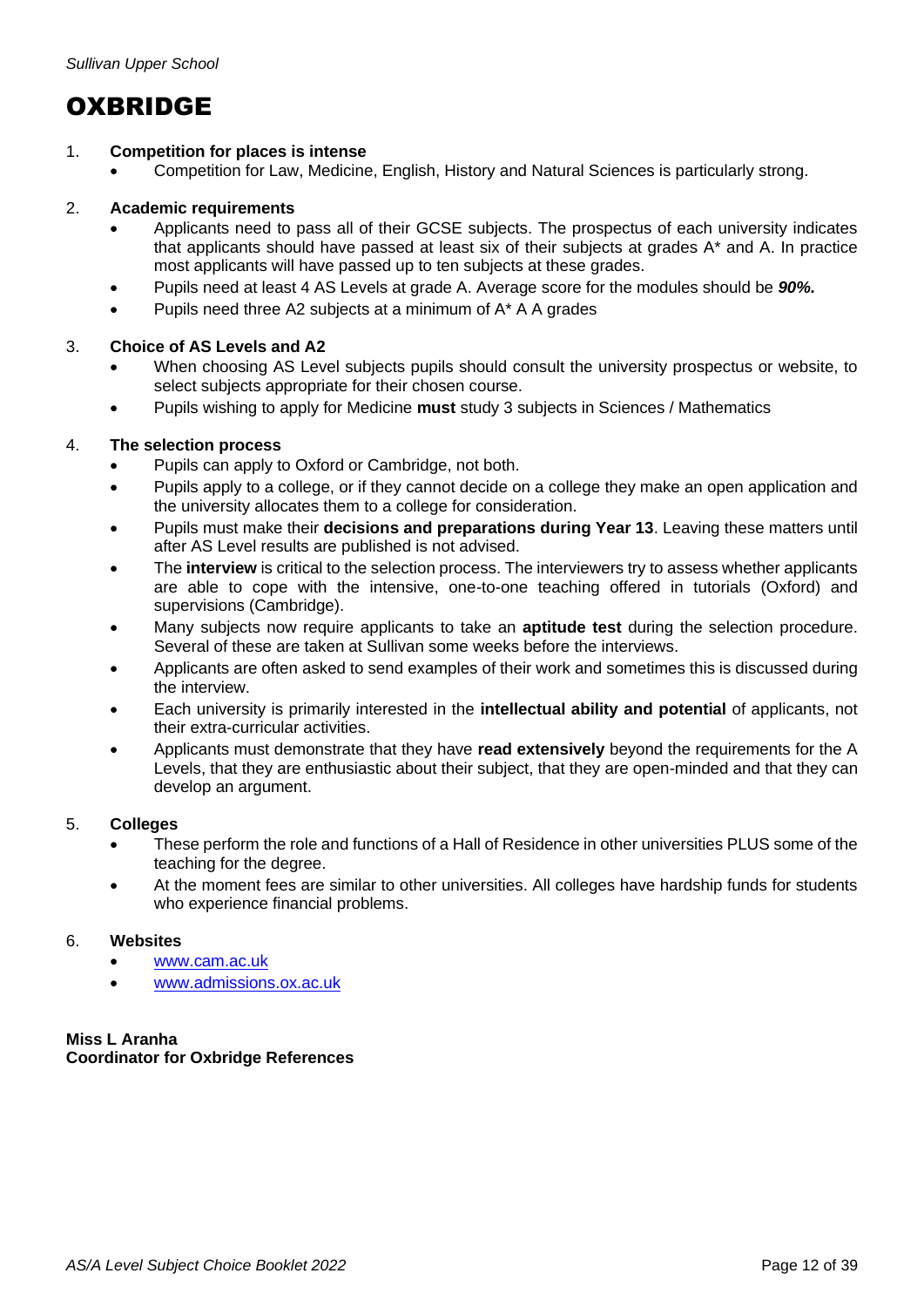# OXBRIDGE

1. **Competition for places is intense**
   - Competition for Law, Medicine, English, History and Natural Sciences is particularly strong.

2. **Academic requirements**
   - Applicants need to pass all of their GCSE subjects. The prospectus of each university indicates that applicants should have passed at least six of their subjects at grades A* and A. In practice most applicants will have passed up to ten subjects at these grades.
   - Pupils need at least 4 AS Levels at grade A. Average score for the modules should be ***90%.***
   - Pupils need three A2 subjects at a minimum of A* A A grades

3. **Choice of AS Levels and A2**
   - When choosing AS Level subjects pupils should consult the university prospectus or website, to select subjects appropriate for their chosen course.
   - Pupils wishing to apply for Medicine **must** study 3 subjects in Sciences / Mathematics

4. **The selection process**
   - Pupils can apply to Oxford or Cambridge, not both.
   - Pupils apply to a college, or if they cannot decide on a college they make an open application and the university allocates them to a college for consideration.
   - Pupils must make their **decisions and preparations during Year 13**. Leaving these matters until after AS Level results are published is not advised.
   - The **interview** is critical to the selection process. The interviewers try to assess whether applicants are able to cope with the intensive, one-to-one teaching offered in tutorials (Oxford) and supervisions (Cambridge).
   - Many subjects now require applicants to take an **aptitude test** during the selection procedure. Several of these are taken at Sullivan some weeks before the interviews.
   - Applicants are often asked to send examples of their work and sometimes this is discussed during the interview.
   - Each university is primarily interested in the **intellectual ability and potential** of applicants, not their extra-curricular activities.
   - Applicants must demonstrate that they have **read extensively** beyond the requirements for the A Levels, that they are enthusiastic about their subject, that they are open-minded and that they can develop an argument.

5. **Colleges**
   - These perform the role and functions of a Hall of Residence in other universities PLUS some of the teaching for the degree.
   - At the moment fees are similar to other universities. All colleges have hardship funds for students who experience financial problems.

6. **Websites**
   - [www.cam.ac.uk](http://www.cam.ac.uk)
   - [www.admissions.ox.ac.uk](http://www.admissions.ox.ac.uk)

**Miss L Aranha**
**Coordinator for Oxbridge References**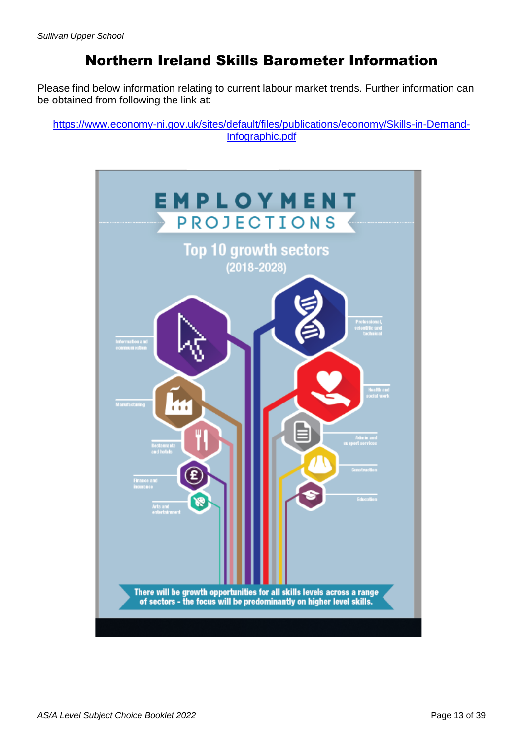# Northern Ireland Skills Barometer Information

Please find below information relating to current labour market trends. Further information can be obtained from following the link at:

https://www.economy-ni.gov.uk/sites/default/files/publications/economy/Skills-in-Demand-Infographic.pdf

## EMPLOYMENT PROJECTIONS

### Top 10 growth sectors (2018-2028)

- Information and communication
- Professional, scientific and technical
- Health and social work
- Manufacturing
- Admin and support services
- Restaurants and hotels
- Construction
- Finance and insurance
- Education
- Arts and entertainment

There will be growth opportunities for all skills levels across a range of sectors - the focus will be predominantly on higher level skills.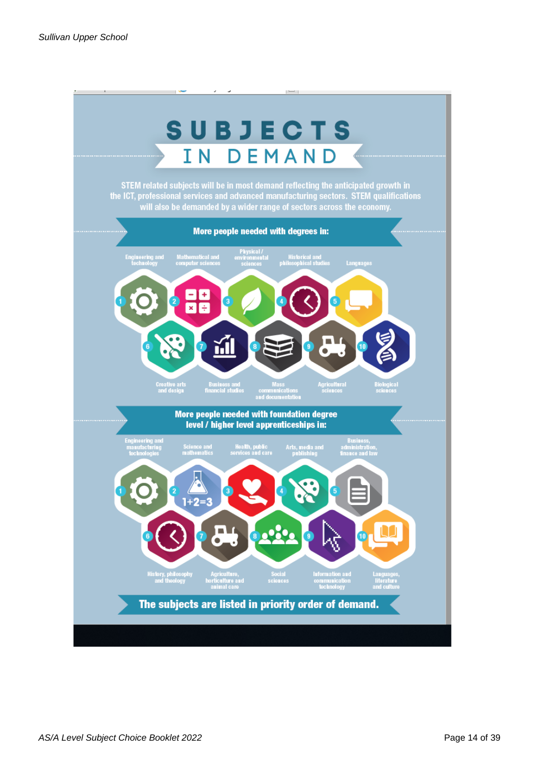# SUBJECTS IN DEMAND

STEM related subjects will be in most demand reflecting the anticipated growth in the ICT, professional services and advanced manufacturing sectors. STEM qualifications will also be demanded by a wider range of sectors across the economy.

## More people needed with degrees in:

1. Engineering and technology
2. Mathematical and computer sciences
3. Physical / environmental sciences
4. Historical and philosophical studies
5. Languages
6. Creative arts and design
7. Business and financial studies
8. Mass communications and documentation
9. Agricultural sciences
10. Biological sciences

## More people needed with foundation degree level / higher level apprenticeships in:

1. Engineering and manufacturing technologies
2. Science and mathematics
3. Health, public services and care
4. Arts, media and publishing
5. Business, administration, finance and law
6. History, philosophy and theology
7. Agriculture, horticulture and animal care
8. Social sciences
9. Information and communication technology
10. Languages, literature and culture

**The subjects are listed in priority order of demand.**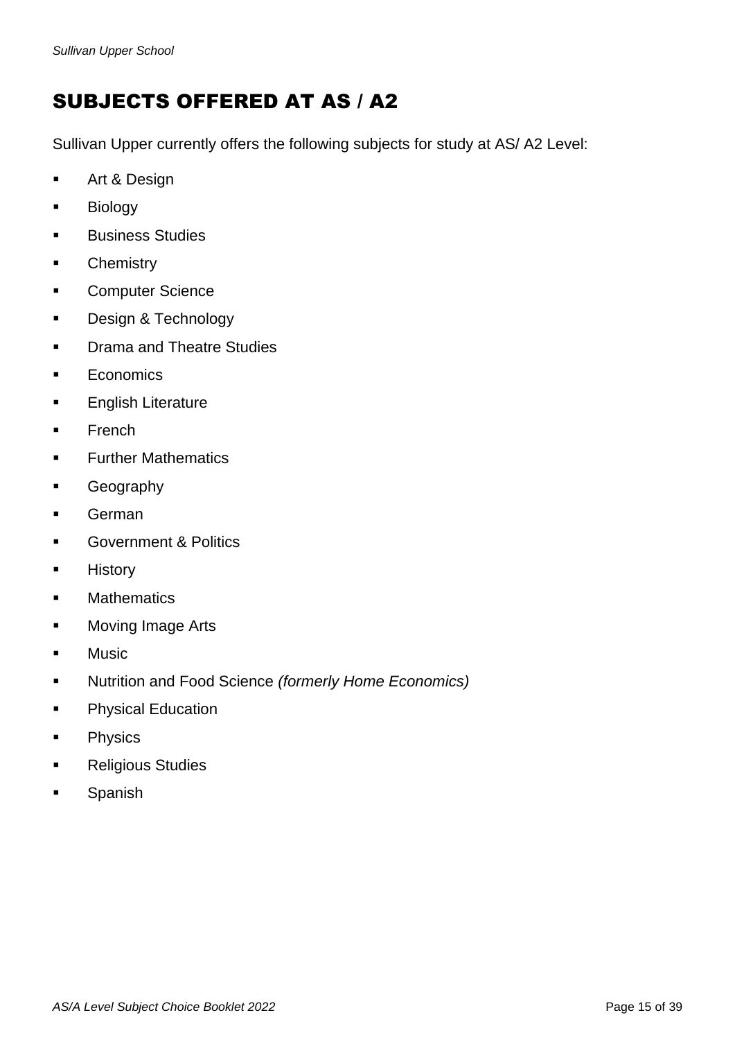# SUBJECTS OFFERED AT AS / A2

Sullivan Upper currently offers the following subjects for study at AS/ A2 Level:

- Art & Design
- Biology
- Business Studies
- Chemistry
- Computer Science
- Design & Technology
- Drama and Theatre Studies
- Economics
- English Literature
- French
- Further Mathematics
- Geography
- German
- Government & Politics
- History
- Mathematics
- Moving Image Arts
- Music
- Nutrition and Food Science *(formerly Home Economics)*
- Physical Education
- Physics
- Religious Studies
- Spanish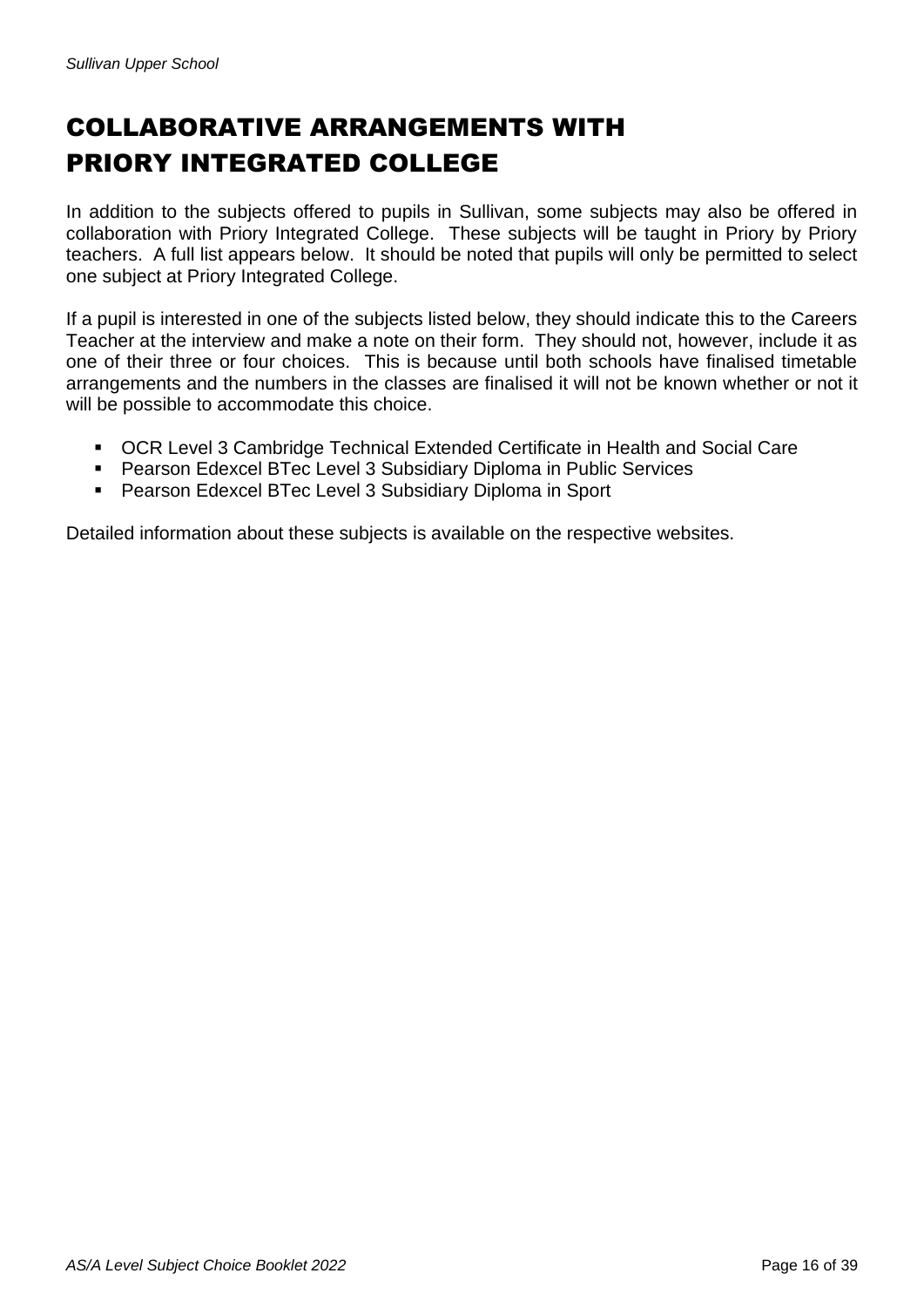# COLLABORATIVE ARRANGEMENTS WITH PRIORY INTEGRATED COLLEGE

In addition to the subjects offered to pupils in Sullivan, some subjects may also be offered in collaboration with Priory Integrated College. These subjects will be taught in Priory by Priory teachers. A full list appears below. It should be noted that pupils will only be permitted to select one subject at Priory Integrated College.

If a pupil is interested in one of the subjects listed below, they should indicate this to the Careers Teacher at the interview and make a note on their form. They should not, however, include it as one of their three or four choices. This is because until both schools have finalised timetable arrangements and the numbers in the classes are finalised it will not be known whether or not it will be possible to accommodate this choice.

- OCR Level 3 Cambridge Technical Extended Certificate in Health and Social Care
- Pearson Edexcel BTec Level 3 Subsidiary Diploma in Public Services
- Pearson Edexcel BTec Level 3 Subsidiary Diploma in Sport

Detailed information about these subjects is available on the respective websites.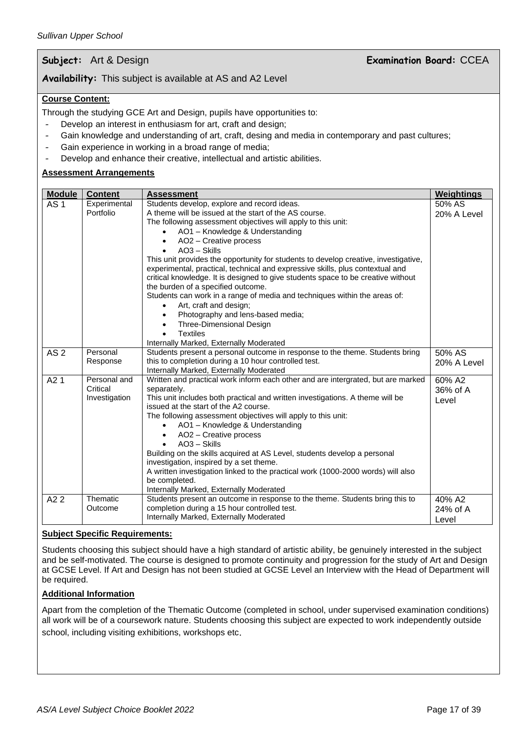**Subject:** Art & Design **Examination Board:** CCEA

**Availability:** This subject is available at AS and A2 Level

**Course Content:**

Through the studying GCE Art and Design, pupils have opportunities to:

- Develop an interest in enthusiasm for art, craft and design;
- Gain knowledge and understanding of art, craft, desing and media in contemporary and past cultures;
- Gain experience in working in a broad range of media;
- Develop and enhance their creative, intellectual and artistic abilities.

**Assessment Arrangements**

| Module | Content | Assessment | Weightings |
|---|---|---|---|
| AS 1 | Experimental Portfolio | Students develop, explore and record ideas.<br>A theme will be issued at the start of the AS course.<br>The following assessment objectives will apply to this unit:<br>• AO1 – Knowledge & Understanding<br>• AO2 – Creative process<br>• AO3 – Skills<br>This unit provides the opportunity for students to develop creative, investigative, experimental, practical, technical and expressive skills, plus contextual and critical knowledge. It is designed to give students space to be creative without the burden of a specified outcome.<br>Students can work in a range of media and techniques within the areas of:<br>• Art, craft and design;<br>• Photography and lens-based media;<br>• Three-Dimensional Design<br>• Textiles<br>Internally Marked, Externally Moderated | 50% AS<br>20% A Level |
| AS 2 | Personal Response | Students present a personal outcome in response to the theme. Students bring this to completion during a 10 hour controlled test.<br>Internally Marked, Externally Moderated | 50% AS<br>20% A Level |
| A2 1 | Personal and Critical Investigation | Written and practical work inform each other and are intergrated, but are marked separately.<br>This unit includes both practical and written investigations. A theme will be issued at the start of the A2 course.<br>The following assessment objectives will apply to this unit:<br>• AO1 – Knowledge & Understanding<br>• AO2 – Creative process<br>• AO3 – Skills<br>Building on the skills acquired at AS Level, students develop a personal investigation, inspired by a set theme.<br>A written investigation linked to the practical work (1000-2000 words) will also be completed.<br>Internally Marked, Externally Moderated | 60% A2<br>36% of A Level |
| A2 2 | Thematic Outcome | Students present an outcome in response to the theme. Students bring this to completion during a 15 hour controlled test.<br>Internally Marked, Externally Moderated | 40% A2<br>24% of A Level |

**Subject Specific Requirements:**

Students choosing this subject should have a high standard of artistic ability, be genuinely interested in the subject and be self-motivated. The course is designed to promote continuity and progression for the study of Art and Design at GCSE Level. If Art and Design has not been studied at GCSE Level an Interview with the Head of Department will be required.

**Additional Information**

Apart from the completion of the Thematic Outcome (completed in school, under supervised examination conditions) all work will be of a coursework nature. Students choosing this subject are expected to work independently outside school, including visiting exhibitions, workshops etc.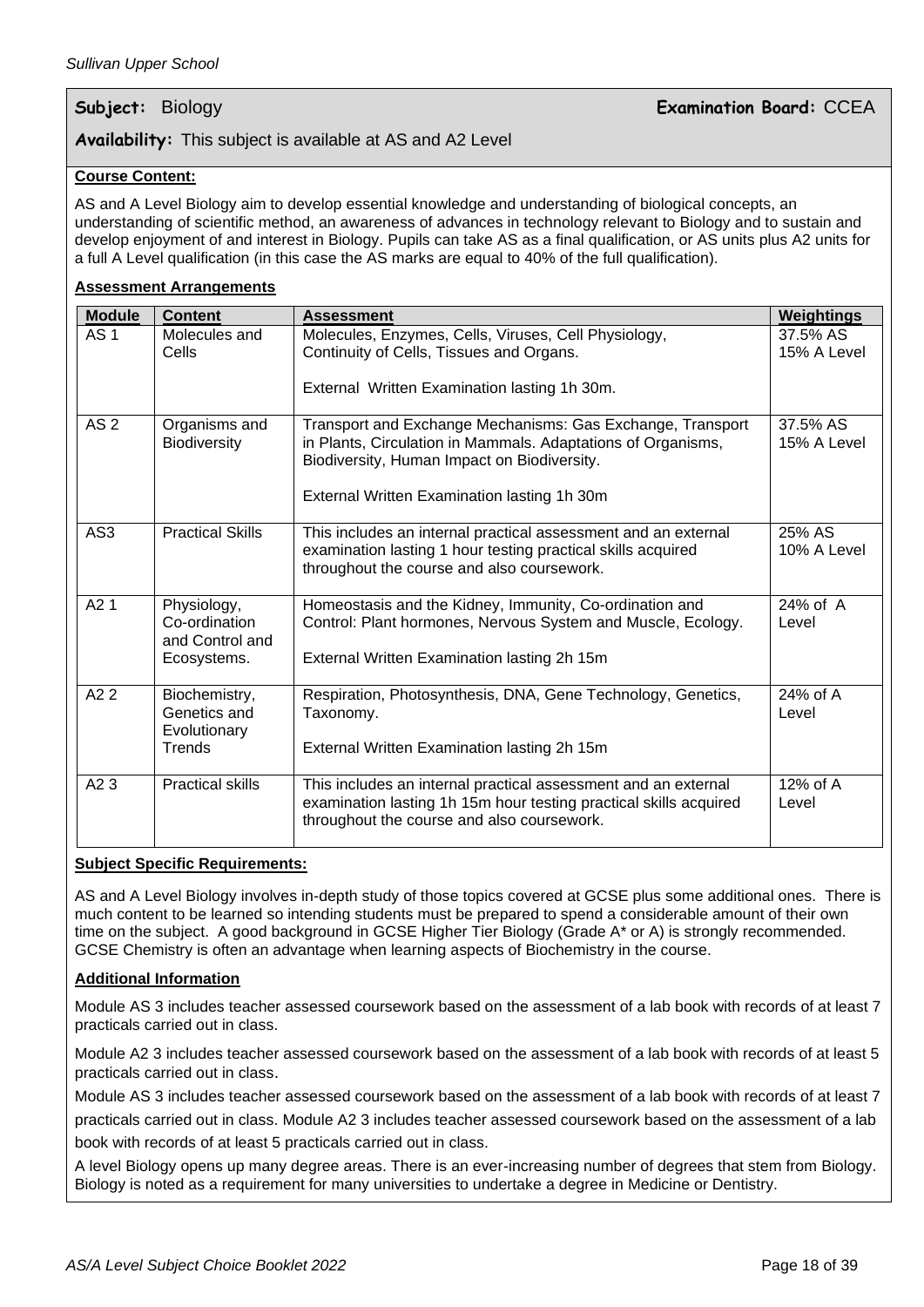**Subject:** Biology **Examination Board:** CCEA

**Availability:** This subject is available at AS and A2 Level

**Course Content:**

AS and A Level Biology aim to develop essential knowledge and understanding of biological concepts, an understanding of scientific method, an awareness of advances in technology relevant to Biology and to sustain and develop enjoyment of and interest in Biology. Pupils can take AS as a final qualification, or AS units plus A2 units for a full A Level qualification (in this case the AS marks are equal to 40% of the full qualification).

**Assessment Arrangements**

| Module | Content | Assessment | Weightings |
|---|---|---|---|
| AS 1 | Molecules and Cells | Molecules, Enzymes, Cells, Viruses, Cell Physiology, Continuity of Cells, Tissues and Organs.<br><br>External Written Examination lasting 1h 30m. | 37.5% AS<br>15% A Level |
| AS 2 | Organisms and Biodiversity | Transport and Exchange Mechanisms: Gas Exchange, Transport in Plants, Circulation in Mammals. Adaptations of Organisms, Biodiversity, Human Impact on Biodiversity.<br><br>External Written Examination lasting 1h 30m | 37.5% AS<br>15% A Level |
| AS3 | Practical Skills | This includes an internal practical assessment and an external examination lasting 1 hour testing practical skills acquired throughout the course and also coursework. | 25% AS<br>10% A Level |
| A2 1 | Physiology, Co-ordination and Control and Ecosystems. | Homeostasis and the Kidney, Immunity, Co-ordination and Control: Plant hormones, Nervous System and Muscle, Ecology.<br><br>External Written Examination lasting 2h 15m | 24% of A Level |
| A2 2 | Biochemistry, Genetics and Evolutionary Trends | Respiration, Photosynthesis, DNA, Gene Technology, Genetics, Taxonomy.<br><br>External Written Examination lasting 2h 15m | 24% of A Level |
| A2 3 | Practical skills | This includes an internal practical assessment and an external examination lasting 1h 15m hour testing practical skills acquired throughout the course and also coursework. | 12% of A Level |

**Subject Specific Requirements:**

AS and A Level Biology involves in-depth study of those topics covered at GCSE plus some additional ones. There is much content to be learned so intending students must be prepared to spend a considerable amount of their own time on the subject. A good background in GCSE Higher Tier Biology (Grade A* or A) is strongly recommended. GCSE Chemistry is often an advantage when learning aspects of Biochemistry in the course.

**Additional Information**

Module AS 3 includes teacher assessed coursework based on the assessment of a lab book with records of at least 7 practicals carried out in class.

Module A2 3 includes teacher assessed coursework based on the assessment of a lab book with records of at least 5 practicals carried out in class.

Module AS 3 includes teacher assessed coursework based on the assessment of a lab book with records of at least 7 practicals carried out in class. Module A2 3 includes teacher assessed coursework based on the assessment of a lab book with records of at least 5 practicals carried out in class.

A level Biology opens up many degree areas. There is an ever-increasing number of degrees that stem from Biology. Biology is noted as a requirement for many universities to undertake a degree in Medicine or Dentistry.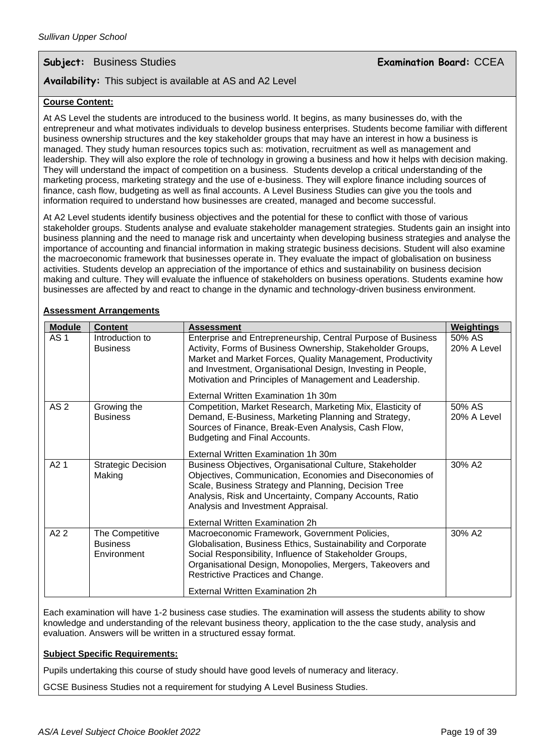**Subject:** Business Studies **Examination Board:** CCEA

**Availability:** This subject is available at AS and A2 Level

**Course Content:**

At AS Level the students are introduced to the business world. It begins, as many businesses do, with the entrepreneur and what motivates individuals to develop business enterprises. Students become familiar with different business ownership structures and the key stakeholder groups that may have an interest in how a business is managed. They study human resources topics such as: motivation, recruitment as well as management and leadership. They will also explore the role of technology in growing a business and how it helps with decision making. They will understand the impact of competition on a business. Students develop a critical understanding of the marketing process, marketing strategy and the use of e-business. They will explore finance including sources of finance, cash flow, budgeting as well as final accounts. A Level Business Studies can give you the tools and information required to understand how businesses are created, managed and become successful.

At A2 Level students identify business objectives and the potential for these to conflict with those of various stakeholder groups. Students analyse and evaluate stakeholder management strategies. Students gain an insight into business planning and the need to manage risk and uncertainty when developing business strategies and analyse the importance of accounting and financial information in making strategic business decisions. Student will also examine the macroeconomic framework that businesses operate in. They evaluate the impact of globalisation on business activities. Students develop an appreciation of the importance of ethics and sustainability on business decision making and culture. They will evaluate the influence of stakeholders on business operations. Students examine how businesses are affected by and react to change in the dynamic and technology-driven business environment.

**Assessment Arrangements**

| Module | Content | Assessment | Weightings |
|---|---|---|---|
| AS 1 | Introduction to Business | Enterprise and Entrepreneurship, Central Purpose of Business Activity, Forms of Business Ownership, Stakeholder Groups, Market and Market Forces, Quality Management, Productivity and Investment, Organisational Design, Investing in People, Motivation and Principles of Management and Leadership.<br><br>External Written Examination 1h 30m | 50% AS<br>20% A Level |
| AS 2 | Growing the Business | Competition, Market Research, Marketing Mix, Elasticity of Demand, E-Business, Marketing Planning and Strategy, Sources of Finance, Break-Even Analysis, Cash Flow, Budgeting and Final Accounts.<br><br>External Written Examination 1h 30m | 50% AS<br>20% A Level |
| A2 1 | Strategic Decision Making | Business Objectives, Organisational Culture, Stakeholder Objectives, Communication, Economies and Diseconomies of Scale, Business Strategy and Planning, Decision Tree Analysis, Risk and Uncertainty, Company Accounts, Ratio Analysis and Investment Appraisal.<br><br>External Written Examination 2h | 30% A2 |
| A2 2 | The Competitive Business Environment | Macroeconomic Framework, Government Policies, Globalisation, Business Ethics, Sustainability and Corporate Social Responsibility, Influence of Stakeholder Groups, Organisational Design, Monopolies, Mergers, Takeovers and Restrictive Practices and Change.<br><br>External Written Examination 2h | 30% A2 |

Each examination will have 1-2 business case studies. The examination will assess the students ability to show knowledge and understanding of the relevant business theory, application to the the case study, analysis and evaluation. Answers will be written in a structured essay format.

**Subject Specific Requirements:**

Pupils undertaking this course of study should have good levels of numeracy and literacy.

GCSE Business Studies not a requirement for studying A Level Business Studies.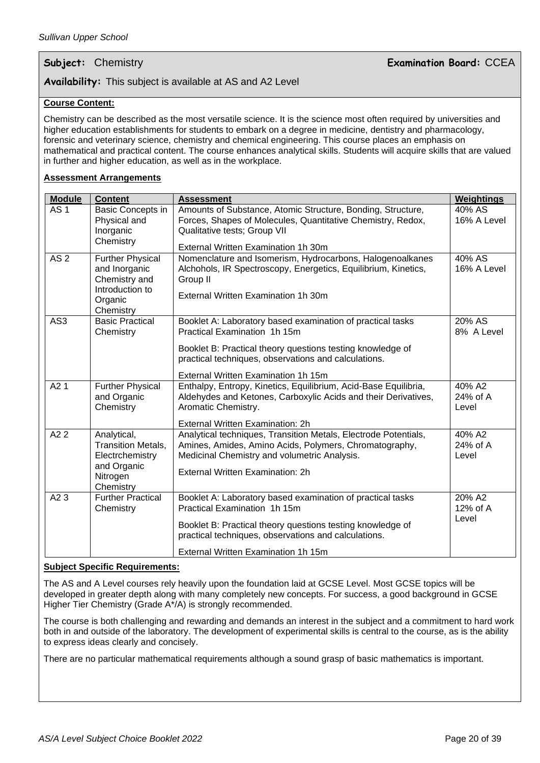**Subject:** Chemistry **Examination Board:** CCEA

**Availability:** This subject is available at AS and A2 Level

**Course Content:**

Chemistry can be described as the most versatile science. It is the science most often required by universities and higher education establishments for students to embark on a degree in medicine, dentistry and pharmacology, forensic and veterinary science, chemistry and chemical engineering. This course places an emphasis on mathematical and practical content. The course enhances analytical skills. Students will acquire skills that are valued in further and higher education, as well as in the workplace.

**Assessment Arrangements**

| Module | Content | Assessment | Weightings |
|---|---|---|---|
| AS 1 | Basic Concepts in Physical and Inorganic Chemistry | Amounts of Substance, Atomic Structure, Bonding, Structure, Forces, Shapes of Molecules, Quantitative Chemistry, Redox, Qualitative tests; Group VII<br><br>External Written Examination 1h 30m | 40% AS<br>16% A Level |
| AS 2 | Further Physical and Inorganic Chemistry and Introduction to Organic Chemistry | Nomenclature and Isomerism, Hydrocarbons, Halogenoalkanes Alchohols, IR Spectroscopy, Energetics, Equilibrium, Kinetics, Group II<br><br>External Written Examination 1h 30m | 40% AS<br>16% A Level |
| AS3 | Basic Practical Chemistry | Booklet A: Laboratory based examination of practical tasks Practical Examination 1h 15m<br><br>Booklet B: Practical theory questions testing knowledge of practical techniques, observations and calculations.<br><br>External Written Examination 1h 15m | 20% AS<br>8% A Level |
| A2 1 | Further Physical and Organic Chemistry | Enthalpy, Entropy, Kinetics, Equilibrium, Acid-Base Equilibria, Aldehydes and Ketones, Carboxylic Acids and their Derivatives, Aromatic Chemistry.<br><br>External Written Examination: 2h | 40% A2<br>24% of A Level |
| A2 2 | Analytical, Transition Metals, Electrchemistry and Organic Nitrogen Chemistry | Analytical techniques, Transition Metals, Electrode Potentials, Amines, Amides, Amino Acids, Polymers, Chromatography, Medicinal Chemistry and volumetric Analysis.<br><br>External Written Examination: 2h | 40% A2<br>24% of A Level |
| A2 3 | Further Practical Chemistry | Booklet A: Laboratory based examination of practical tasks Practical Examination 1h 15m<br><br>Booklet B: Practical theory questions testing knowledge of practical techniques, observations and calculations.<br><br>External Written Examination 1h 15m | 20% A2<br>12% of A Level |

**Subject Specific Requirements:**

The AS and A Level courses rely heavily upon the foundation laid at GCSE Level. Most GCSE topics will be developed in greater depth along with many completely new concepts. For success, a good background in GCSE Higher Tier Chemistry (Grade A*/A) is strongly recommended.

The course is both challenging and rewarding and demands an interest in the subject and a commitment to hard work both in and outside of the laboratory. The development of experimental skills is central to the course, as is the ability to express ideas clearly and concisely.

There are no particular mathematical requirements although a sound grasp of basic mathematics is important.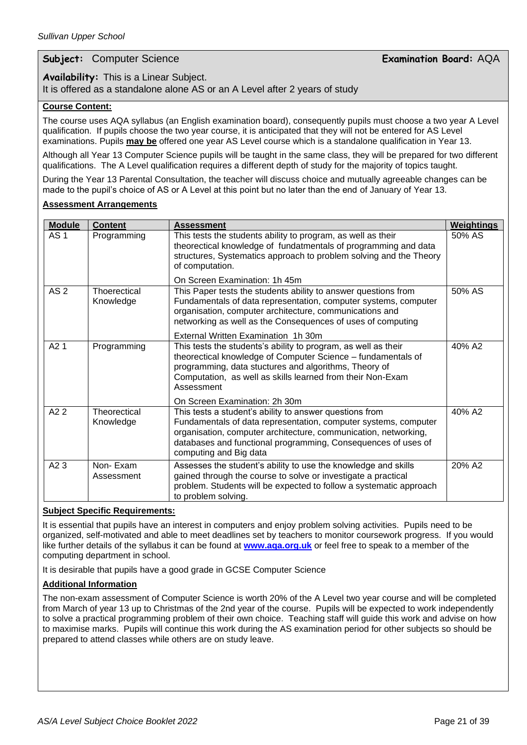**Subject:** Computer Science **Examination Board:** AQA

**Availability:** This is a Linear Subject.
It is offered as a standalone alone AS or an A Level after 2 years of study

**Course Content:**

The course uses AQA syllabus (an English examination board), consequently pupils must choose a two year A Level qualification. If pupils choose the two year course, it is anticipated that they will not be entered for AS Level examinations. Pupils **may be** offered one year AS Level course which is a standalone qualification in Year 13.

Although all Year 13 Computer Science pupils will be taught in the same class, they will be prepared for two different qualifications. The A Level qualification requires a different depth of study for the majority of topics taught.

During the Year 13 Parental Consultation, the teacher will discuss choice and mutually agreeable changes can be made to the pupil's choice of AS or A Level at this point but no later than the end of January of Year 13.

**Assessment Arrangements**

| Module | Content | Assessment | Weightings |
|---|---|---|---|
| AS 1 | Programming | This tests the students ability to program, as well as their theorectical knowledge of fundatmentals of programming and data structures, Systematics approach to problem solving and the Theory of computation.<br><br>On Screen Examination: 1h 45m | 50% AS |
| AS 2 | Thoerectical Knowledge | This Paper tests the students ability to answer questions from Fundamentals of data representation, computer systems, computer organisation, computer architecture, communications and networking as well as the Consequences of uses of computing<br><br>External Written Examination 1h 30m | 50% AS |
| A2 1 | Programming | This tests the students's ability to program, as well as their theorectical knowledge of Computer Science – fundamentals of programming, data stuctures and algorithms, Theory of Computation, as well as skills learned from their Non-Exam Assessment<br><br>On Screen Examination: 2h 30m | 40% A2 |
| A2 2 | Theorectical Knowledge | This tests a student's ability to answer questions from Fundamentals of data representation, computer systems, computer organisation, computer architecture, communication, networking, databases and functional programming, Consequences of uses of computing and Big data | 40% A2 |
| A2 3 | Non- Exam Assessment | Assesses the student's ability to use the knowledge and skills gained through the course to solve or investigate a practical problem. Students will be expected to follow a systematic approach to problem solving. | 20% A2 |

**Subject Specific Requirements:**

It is essential that pupils have an interest in computers and enjoy problem solving activities. Pupils need to be organized, self-motivated and able to meet deadlines set by teachers to monitor coursework progress. If you would like further details of the syllabus it can be found at **www.aqa.org.uk** or feel free to speak to a member of the computing department in school.

It is desirable that pupils have a good grade in GCSE Computer Science

**Additional Information**

The non-exam assessment of Computer Science is worth 20% of the A Level two year course and will be completed from March of year 13 up to Christmas of the 2nd year of the course. Pupils will be expected to work independently to solve a practical programming problem of their own choice. Teaching staff will guide this work and advise on how to maximise marks. Pupils will continue this work during the AS examination period for other subjects so should be prepared to attend classes while others are on study leave.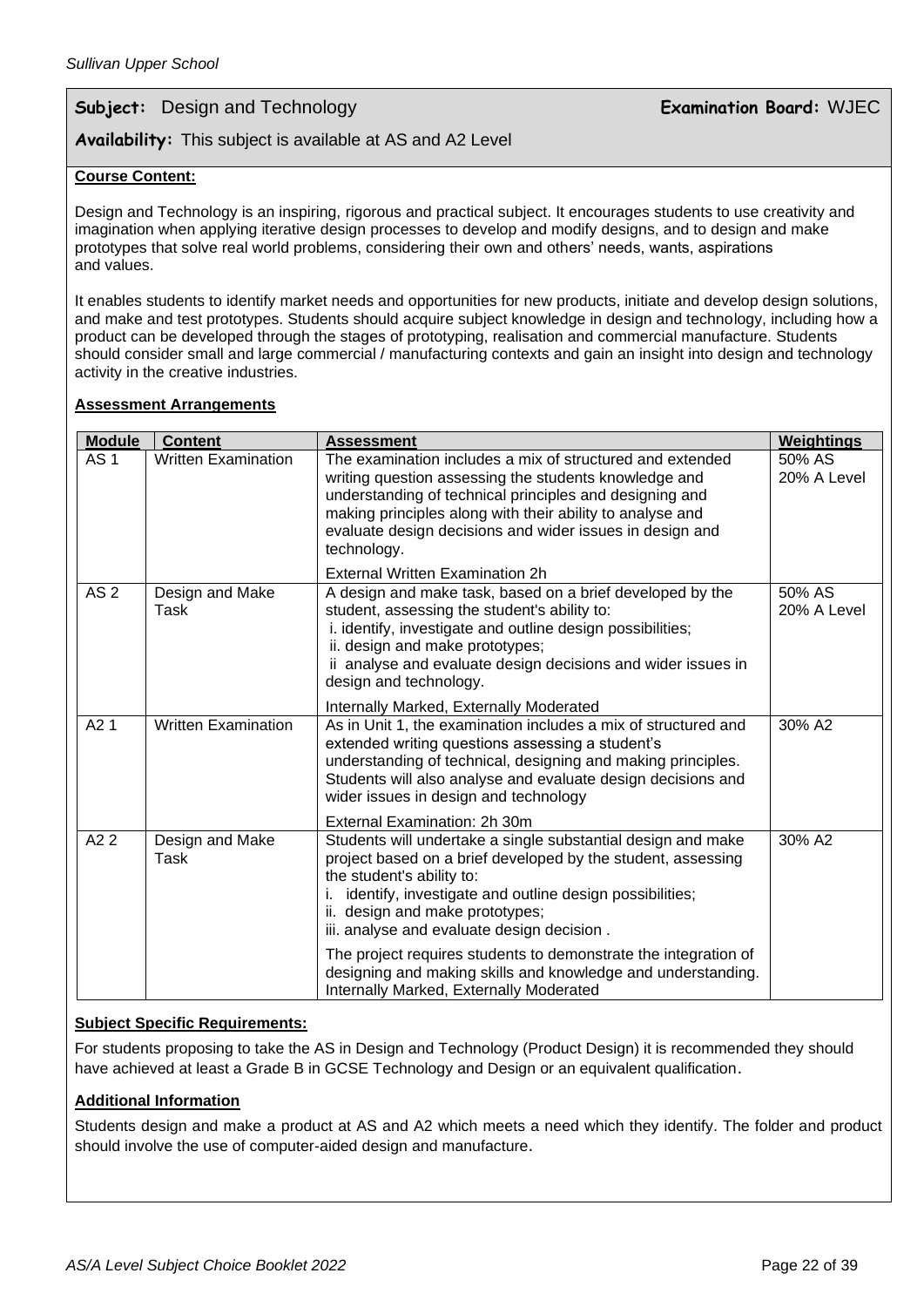**Subject:** Design and Technology **Examination Board:** WJEC

**Availability:** This subject is available at AS and A2 Level

**Course Content:**

Design and Technology is an inspiring, rigorous and practical subject. It encourages students to use creativity and imagination when applying iterative design processes to develop and modify designs, and to design and make prototypes that solve real world problems, considering their own and others' needs, wants, aspirations and values.

It enables students to identify market needs and opportunities for new products, initiate and develop design solutions, and make and test prototypes. Students should acquire subject knowledge in design and technology, including how a product can be developed through the stages of prototyping, realisation and commercial manufacture. Students should consider small and large commercial / manufacturing contexts and gain an insight into design and technology activity in the creative industries.

**Assessment Arrangements**

| Module | Content | Assessment | Weightings |
|---|---|---|---|
| AS 1 | Written Examination | The examination includes a mix of structured and extended writing question assessing the students knowledge and understanding of technical principles and designing and making principles along with their ability to analyse and evaluate design decisions and wider issues in design and technology.<br><br>External Written Examination 2h | 50% AS<br>20% A Level |
| AS 2 | Design and Make Task | A design and make task, based on a brief developed by the student, assessing the student's ability to:<br>i. identify, investigate and outline design possibilities;<br>ii. design and make prototypes;<br>ii analyse and evaluate design decisions and wider issues in design and technology.<br><br>Internally Marked, Externally Moderated | 50% AS<br>20% A Level |
| A2 1 | Written Examination | As in Unit 1, the examination includes a mix of structured and extended writing questions assessing a student's understanding of technical, designing and making principles. Students will also analyse and evaluate design decisions and wider issues in design and technology<br><br>External Examination: 2h 30m | 30% A2 |
| A2 2 | Design and Make Task | Students will undertake a single substantial design and make project based on a brief developed by the student, assessing the student's ability to:<br>i. identify, investigate and outline design possibilities;<br>ii. design and make prototypes;<br>iii. analyse and evaluate design decision .<br><br>The project requires students to demonstrate the integration of designing and making skills and knowledge and understanding.<br>Internally Marked, Externally Moderated | 30% A2 |

**Subject Specific Requirements:**

For students proposing to take the AS in Design and Technology (Product Design) it is recommended they should have achieved at least a Grade B in GCSE Technology and Design or an equivalent qualification.

**Additional Information**

Students design and make a product at AS and A2 which meets a need which they identify. The folder and product should involve the use of computer-aided design and manufacture.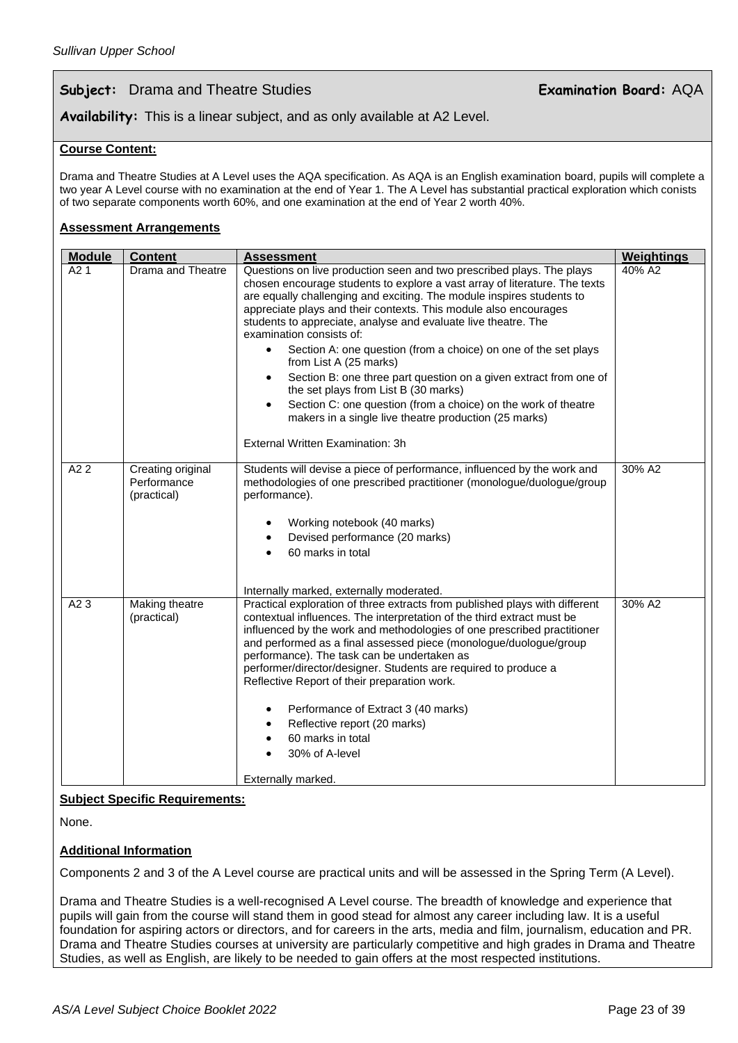**Subject:** Drama and Theatre Studies **Examination Board:** AQA

**Availability:** This is a linear subject, and as only available at A2 Level.

**Course Content:**

Drama and Theatre Studies at A Level uses the AQA specification. As AQA is an English examination board, pupils will complete a two year A Level course with no examination at the end of Year 1. The A Level has substantial practical exploration which conists of two separate components worth 60%, and one examination at the end of Year 2 worth 40%.

**Assessment Arrangements**

| Module | Content | Assessment | Weightings |
|---|---|---|---|
| A2 1 | Drama and Theatre | Questions on live production seen and two prescribed plays. The plays chosen encourage students to explore a vast array of literature. The texts are equally challenging and exciting. The module inspires students to appreciate plays and their contexts. This module also encourages students to appreciate, analyse and evaluate live theatre. The examination consists of: <br>• Section A: one question (from a choice) on one of the set plays from List A (25 marks) <br>• Section B: one three part question on a given extract from one of the set plays from List B (30 marks) <br>• Section C: one question (from a choice) on the work of theatre makers in a single live theatre production (25 marks) <br><br>External Written Examination: 3h | 40% A2 |
| A2 2 | Creating original Performance (practical) | Students will devise a piece of performance, influenced by the work and methodologies of one prescribed practitioner (monologue/duologue/group performance). <br>• Working notebook (40 marks) <br>• Devised performance (20 marks) <br>• 60 marks in total <br><br>Internally marked, externally moderated. | 30% A2 |
| A2 3 | Making theatre (practical) | Practical exploration of three extracts from published plays with different contextual influences. The interpretation of the third extract must be influenced by the work and methodologies of one prescribed practitioner and performed as a final assessed piece (monologue/duologue/group performance). The task can be undertaken as performer/director/designer. Students are required to produce a Reflective Report of their preparation work. <br>• Performance of Extract 3 (40 marks) <br>• Reflective report (20 marks) <br>• 60 marks in total <br>• 30% of A-level <br><br>Externally marked. | 30% A2 |

**Subject Specific Requirements:**

None.

**Additional Information**

Components 2 and 3 of the A Level course are practical units and will be assessed in the Spring Term (A Level).

Drama and Theatre Studies is a well-recognised A Level course. The breadth of knowledge and experience that pupils will gain from the course will stand them in good stead for almost any career including law. It is a useful foundation for aspiring actors or directors, and for careers in the arts, media and film, journalism, education and PR. Drama and Theatre Studies courses at university are particularly competitive and high grades in Drama and Theatre Studies, as well as English, are likely to be needed to gain offers at the most respected institutions.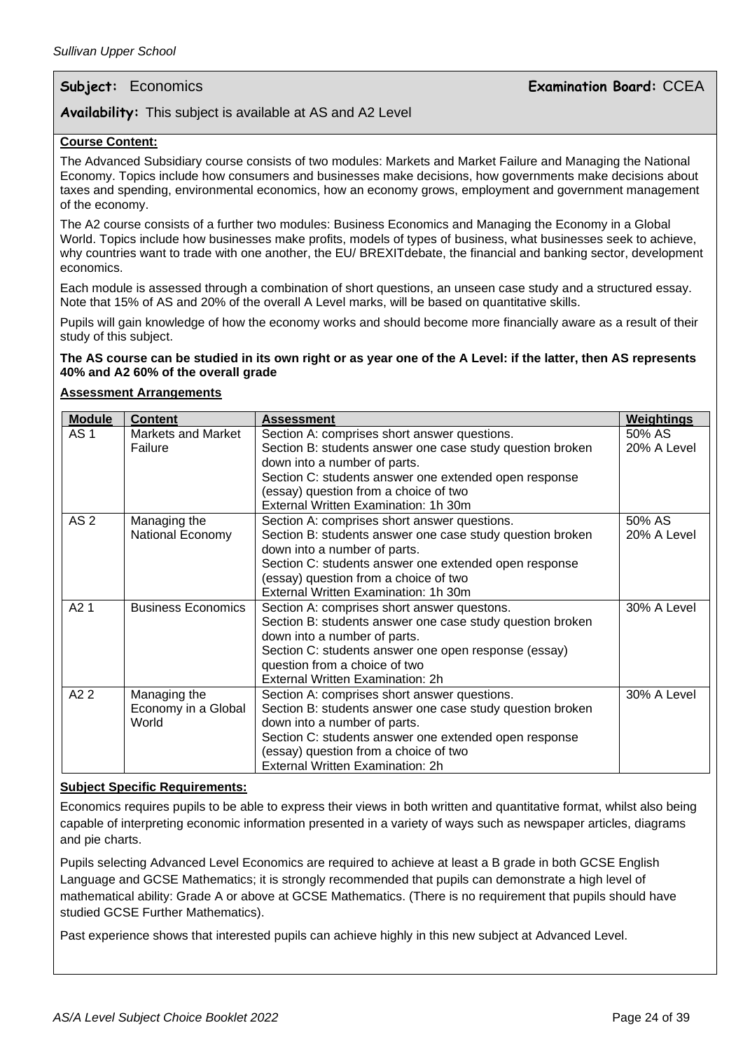**Subject:** Economics **Examination Board:** CCEA

**Availability:** This subject is available at AS and A2 Level

**Course Content:**

The Advanced Subsidiary course consists of two modules: Markets and Market Failure and Managing the National Economy. Topics include how consumers and businesses make decisions, how governments make decisions about taxes and spending, environmental economics, how an economy grows, employment and government management of the economy.

The A2 course consists of a further two modules: Business Economics and Managing the Economy in a Global World. Topics include how businesses make profits, models of types of business, what businesses seek to achieve, why countries want to trade with one another, the EU/ BREXITdebate, the financial and banking sector, development economics.

Each module is assessed through a combination of short questions, an unseen case study and a structured essay. Note that 15% of AS and 20% of the overall A Level marks, will be based on quantitative skills.

Pupils will gain knowledge of how the economy works and should become more financially aware as a result of their study of this subject.

**The AS course can be studied in its own right or as year one of the A Level: if the latter, then AS represents 40% and A2 60% of the overall grade**

**Assessment Arrangements**

| Module | Content | Assessment | Weightings |
|---|---|---|---|
| AS 1 | Markets and Market Failure | Section A: comprises short answer questions.<br>Section B: students answer one case study question broken down into a number of parts.<br>Section C: students answer one extended open response (essay) question from a choice of two<br>External Written Examination: 1h 30m | 50% AS<br>20% A Level |
| AS 2 | Managing the National Economy | Section A: comprises short answer questions.<br>Section B: students answer one case study question broken down into a number of parts.<br>Section C: students answer one extended open response (essay) question from a choice of two<br>External Written Examination: 1h 30m | 50% AS<br>20% A Level |
| A2 1 | Business Economics | Section A: comprises short answer questons.<br>Section B: students answer one case study question broken down into a number of parts.<br>Section C: students answer one open response (essay) question from a choice of two<br>External Written Examination: 2h | 30% A Level |
| A2 2 | Managing the Economy in a Global World | Section A: comprises short answer questions.<br>Section B: students answer one case study question broken down into a number of parts.<br>Section C: students answer one extended open response (essay) question from a choice of two<br>External Written Examination: 2h | 30% A Level |

**Subject Specific Requirements:**

Economics requires pupils to be able to express their views in both written and quantitative format, whilst also being capable of interpreting economic information presented in a variety of ways such as newspaper articles, diagrams and pie charts.

Pupils selecting Advanced Level Economics are required to achieve at least a B grade in both GCSE English Language and GCSE Mathematics; it is strongly recommended that pupils can demonstrate a high level of mathematical ability: Grade A or above at GCSE Mathematics. (There is no requirement that pupils should have studied GCSE Further Mathematics).

Past experience shows that interested pupils can achieve highly in this new subject at Advanced Level.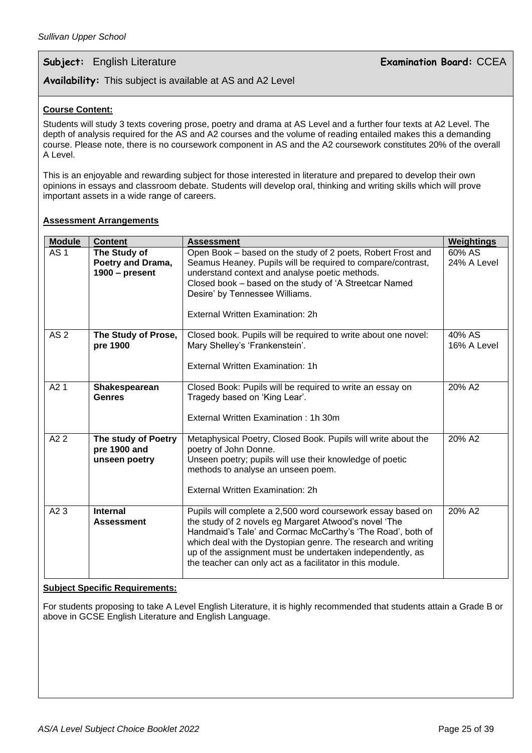**Subject:** English Literature **Examination Board:** CCEA

**Availability:** This subject is available at AS and A2 Level

**Course Content:**

Students will study 3 texts covering prose, poetry and drama at AS Level and a further four texts at A2 Level. The depth of analysis required for the AS and A2 courses and the volume of reading entailed makes this a demanding course. Please note, there is no coursework component in AS and the A2 coursework constitutes 20% of the overall A Level.

This is an enjoyable and rewarding subject for those interested in literature and prepared to develop their own opinions in essays and classroom debate. Students will develop oral, thinking and writing skills which will prove important assets in a wide range of careers.

**Assessment Arrangements**

| Module | Content | Assessment | Weightings |
|---|---|---|---|
| AS 1 | **The Study of Poetry and Drama, 1900 – present** | Open Book – based on the study of 2 poets, Robert Frost and Seamus Heaney. Pupils will be required to compare/contrast, understand context and analyse poetic methods.<br>Closed book – based on the study of 'A Streetcar Named Desire' by Tennessee Williams.<br><br>External Written Examination: 2h | 60% AS<br>24% A Level |
| AS 2 | **The Study of Prose, pre 1900** | Closed book. Pupils will be required to write about one novel: Mary Shelley's 'Frankenstein'.<br><br>External Written Examination: 1h | 40% AS<br>16% A Level |
| A2 1 | **Shakespearean Genres** | Closed Book: Pupils will be required to write an essay on Tragedy based on 'King Lear'.<br><br>External Written Examination : 1h 30m | 20% A2 |
| A2 2 | **The study of Poetry pre 1900 and unseen poetry** | Metaphysical Poetry, Closed Book. Pupils will write about the poetry of John Donne.<br>Unseen poetry; pupils will use their knowledge of poetic methods to analyse an unseen poem.<br><br>External Written Examination: 2h | 20% A2 |
| A2 3 | **Internal Assessment** | Pupils will complete a 2,500 word coursework essay based on the study of 2 novels eg Margaret Atwood's novel 'The Handmaid's Tale' and Cormac McCarthy's 'The Road', both of which deal with the Dystopian genre. The research and writing up of the assignment must be undertaken independently, as the teacher can only act as a facilitator in this module. | 20% A2 |

**Subject Specific Requirements:**

For students proposing to take A Level English Literature, it is highly recommended that students attain a Grade B or above in GCSE English Literature and English Language.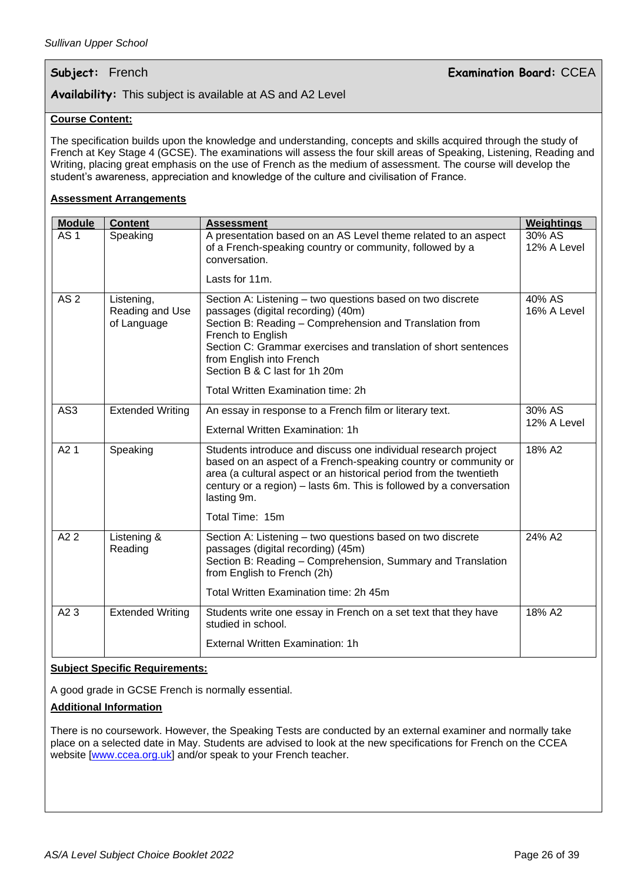**Subject:** French **Examination Board:** CCEA

**Availability:** This subject is available at AS and A2 Level

**Course Content:**

The specification builds upon the knowledge and understanding, concepts and skills acquired through the study of French at Key Stage 4 (GCSE). The examinations will assess the four skill areas of Speaking, Listening, Reading and Writing, placing great emphasis on the use of French as the medium of assessment. The course will develop the student's awareness, appreciation and knowledge of the culture and civilisation of France.

**Assessment Arrangements**

| Module | Content | Assessment | Weightings |
|---|---|---|---|
| AS 1 | Speaking | A presentation based on an AS Level theme related to an aspect of a French-speaking country or community, followed by a conversation.<br><br>Lasts for 11m. | 30% AS<br>12% A Level |
| AS 2 | Listening, Reading and Use of Language | Section A: Listening – two questions based on two discrete passages (digital recording) (40m)<br>Section B: Reading – Comprehension and Translation from French to English<br>Section C: Grammar exercises and translation of short sentences from English into French<br>Section B & C last for 1h 20m<br><br>Total Written Examination time: 2h | 40% AS<br>16% A Level |
| AS3 | Extended Writing | An essay in response to a French film or literary text.<br><br>External Written Examination: 1h | 30% AS<br>12% A Level |
| A2 1 | Speaking | Students introduce and discuss one individual research project based on an aspect of a French-speaking country or community or area (a cultural aspect or an historical period from the twentieth century or a region) – lasts 6m. This is followed by a conversation lasting 9m.<br><br>Total Time: 15m | 18% A2 |
| A2 2 | Listening & Reading | Section A: Listening – two questions based on two discrete passages (digital recording) (45m)<br>Section B: Reading – Comprehension, Summary and Translation from English to French (2h)<br><br>Total Written Examination time: 2h 45m | 24% A2 |
| A2 3 | Extended Writing | Students write one essay in French on a set text that they have studied in school.<br><br>External Written Examination: 1h | 18% A2 |

**Subject Specific Requirements:**

A good grade in GCSE French is normally essential.

**Additional Information**

There is no coursework. However, the Speaking Tests are conducted by an external examiner and normally take place on a selected date in May. Students are advised to look at the new specifications for French on the CCEA website [www.ccea.org.uk] and/or speak to your French teacher.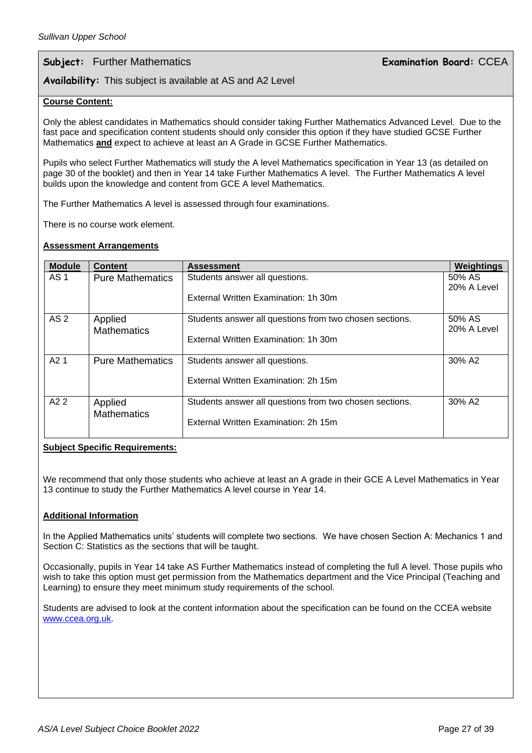**Subject:** Further Mathematics **Examination Board:** CCEA

**Availability:** This subject is available at AS and A2 Level

**Course Content:**

Only the ablest candidates in Mathematics should consider taking Further Mathematics Advanced Level. Due to the fast pace and specification content students should only consider this option if they have studied GCSE Further Mathematics **and** expect to achieve at least an A Grade in GCSE Further Mathematics.

Pupils who select Further Mathematics will study the A level Mathematics specification in Year 13 (as detailed on page 30 of the booklet) and then in Year 14 take Further Mathematics A level. The Further Mathematics A level builds upon the knowledge and content from GCE A level Mathematics.

The Further Mathematics A level is assessed through four examinations.

There is no course work element.

**Assessment Arrangements**

| Module | Content | Assessment | Weightings |
|---|---|---|---|
| AS 1 | Pure Mathematics | Students answer all questions.<br><br>External Written Examination: 1h 30m | 50% AS<br>20% A Level |
| AS 2 | Applied Mathematics | Students answer all questions from two chosen sections.<br><br>External Written Examination: 1h 30m | 50% AS<br>20% A Level |
| A2 1 | Pure Mathematics | Students answer all questions.<br><br>External Written Examination: 2h 15m | 30% A2 |
| A2 2 | Applied Mathematics | Students answer all questions from two chosen sections.<br><br>External Written Examination: 2h 15m | 30% A2 |

**Subject Specific Requirements:**

We recommend that only those students who achieve at least an A grade in their GCE A Level Mathematics in Year 13 continue to study the Further Mathematics A level course in Year 14.

**Additional Information**

In the Applied Mathematics units' students will complete two sections. We have chosen Section A: Mechanics 1 and Section C: Statistics as the sections that will be taught.

Occasionally, pupils in Year 14 take AS Further Mathematics instead of completing the full A level. Those pupils who wish to take this option must get permission from the Mathematics department and the Vice Principal (Teaching and Learning) to ensure they meet minimum study requirements of the school.

Students are advised to look at the content information about the specification can be found on the CCEA website [www.ccea.org.uk](http://www.ccea.org.uk).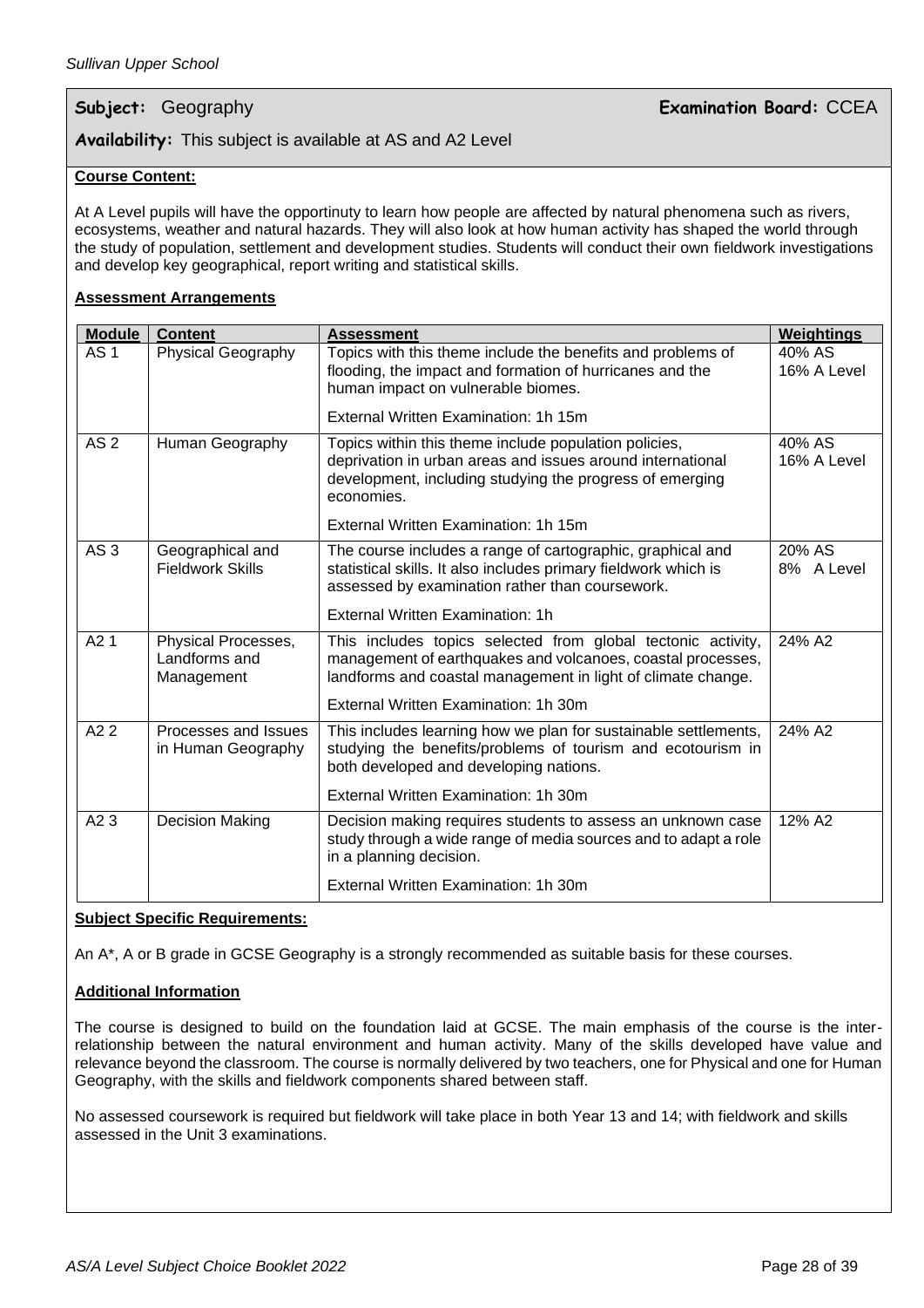**Subject:** Geography **Examination Board:** CCEA

**Availability:** This subject is available at AS and A2 Level

**Course Content:**

At A Level pupils will have the opportinuty to learn how people are affected by natural phenomena such as rivers, ecosystems, weather and natural hazards. They will also look at how human activity has shaped the world through the study of population, settlement and development studies. Students will conduct their own fieldwork investigations and develop key geographical, report writing and statistical skills.

**Assessment Arrangements**

| Module | Content | Assessment | Weightings |
|---|---|---|---|
| AS 1 | Physical Geography | Topics with this theme include the benefits and problems of flooding, the impact and formation of hurricanes and the human impact on vulnerable biomes.<br><br>External Written Examination: 1h 15m | 40% AS<br>16% A Level |
| AS 2 | Human Geography | Topics within this theme include population policies, deprivation in urban areas and issues around international development, including studying the progress of emerging economies.<br><br>External Written Examination: 1h 15m | 40% AS<br>16% A Level |
| AS 3 | Geographical and Fieldwork Skills | The course includes a range of cartographic, graphical and statistical skills. It also includes primary fieldwork which is assessed by examination rather than coursework.<br><br>External Written Examination: 1h | 20% AS<br>8% A Level |
| A2 1 | Physical Processes, Landforms and Management | This includes topics selected from global tectonic activity, management of earthquakes and volcanoes, coastal processes, landforms and coastal management in light of climate change.<br><br>External Written Examination: 1h 30m | 24% A2 |
| A2 2 | Processes and Issues in Human Geography | This includes learning how we plan for sustainable settlements, studying the benefits/problems of tourism and ecotourism in both developed and developing nations.<br><br>External Written Examination: 1h 30m | 24% A2 |
| A2 3 | Decision Making | Decision making requires students to assess an unknown case study through a wide range of media sources and to adapt a role in a planning decision.<br><br>External Written Examination: 1h 30m | 12% A2 |

**Subject Specific Requirements:**

An A*, A or B grade in GCSE Geography is a strongly recommended as suitable basis for these courses.

**Additional Information**

The course is designed to build on the foundation laid at GCSE. The main emphasis of the course is the inter-relationship between the natural environment and human activity. Many of the skills developed have value and relevance beyond the classroom. The course is normally delivered by two teachers, one for Physical and one for Human Geography, with the skills and fieldwork components shared between staff.

No assessed coursework is required but fieldwork will take place in both Year 13 and 14; with fieldwork and skills assessed in the Unit 3 examinations.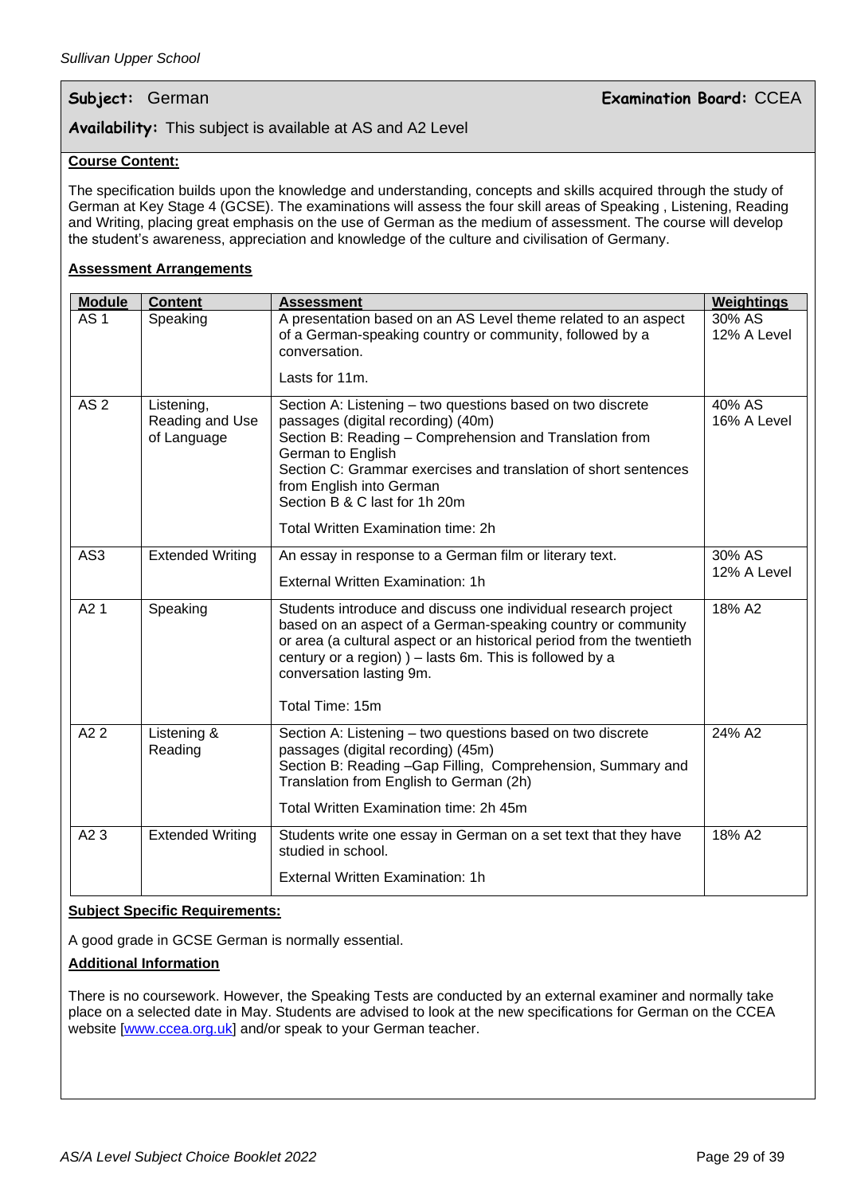**Subject:** German **Examination Board:** CCEA

**Availability:** This subject is available at AS and A2 Level

**Course Content:**

The specification builds upon the knowledge and understanding, concepts and skills acquired through the study of German at Key Stage 4 (GCSE). The examinations will assess the four skill areas of Speaking , Listening, Reading and Writing, placing great emphasis on the use of German as the medium of assessment. The course will develop the student's awareness, appreciation and knowledge of the culture and civilisation of Germany.

**Assessment Arrangements**

| Module | Content | Assessment | Weightings |
|---|---|---|---|
| AS 1 | Speaking | A presentation based on an AS Level theme related to an aspect of a German-speaking country or community, followed by a conversation.<br><br>Lasts for 11m. | 30% AS<br>12% A Level |
| AS 2 | Listening, Reading and Use of Language | Section A: Listening – two questions based on two discrete passages (digital recording) (40m)<br>Section B: Reading – Comprehension and Translation from German to English<br>Section C: Grammar exercises and translation of short sentences from English into German<br>Section B & C last for 1h 20m<br><br>Total Written Examination time: 2h | 40% AS<br>16% A Level |
| AS3 | Extended Writing | An essay in response to a German film or literary text.<br><br>External Written Examination: 1h | 30% AS<br>12% A Level |
| A2 1 | Speaking | Students introduce and discuss one individual research project based on an aspect of a German-speaking country or community or area (a cultural aspect or an historical period from the twentieth century or a region) ) – lasts 6m. This is followed by a conversation lasting 9m.<br><br>Total Time: 15m | 18% A2 |
| A2 2 | Listening & Reading | Section A: Listening – two questions based on two discrete passages (digital recording) (45m)<br>Section B: Reading –Gap Filling, Comprehension, Summary and Translation from English to German (2h)<br><br>Total Written Examination time: 2h 45m | 24% A2 |
| A2 3 | Extended Writing | Students write one essay in German on a set text that they have studied in school.<br><br>External Written Examination: 1h | 18% A2 |

**Subject Specific Requirements:**

A good grade in GCSE German is normally essential.

**Additional Information**

There is no coursework. However, the Speaking Tests are conducted by an external examiner and normally take place on a selected date in May. Students are advised to look at the new specifications for German on the CCEA website [www.ccea.org.uk] and/or speak to your German teacher.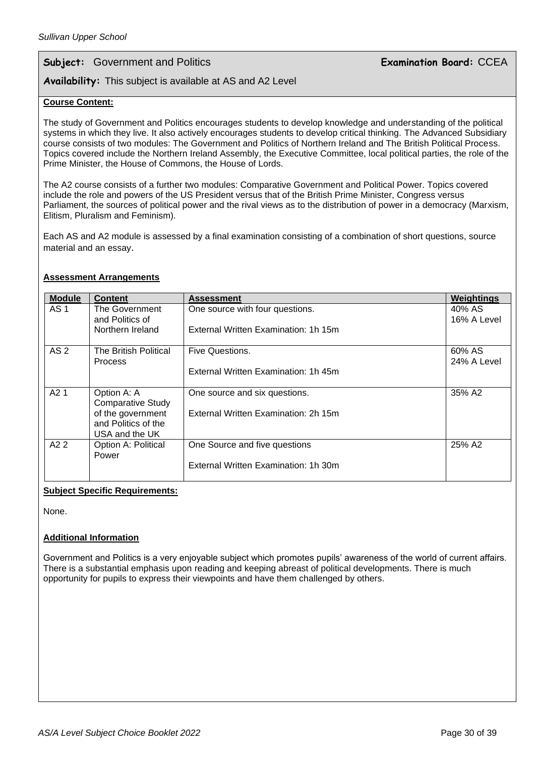**Subject:** Government and Politics **Examination Board:** CCEA

**Availability:** This subject is available at AS and A2 Level

**Course Content:**

The study of Government and Politics encourages students to develop knowledge and understanding of the political systems in which they live. It also actively encourages students to develop critical thinking. The Advanced Subsidiary course consists of two modules: The Government and Politics of Northern Ireland and The British Political Process. Topics covered include the Northern Ireland Assembly, the Executive Committee, local political parties, the role of the Prime Minister, the House of Commons, the House of Lords.

The A2 course consists of a further two modules: Comparative Government and Political Power. Topics covered include the role and powers of the US President versus that of the British Prime Minister, Congress versus Parliament, the sources of political power and the rival views as to the distribution of power in a democracy (Marxism, Elitism, Pluralism and Feminism).

Each AS and A2 module is assessed by a final examination consisting of a combination of short questions, source material and an essay.

**Assessment Arrangements**

| Module | Content | Assessment | Weightings |
|---|---|---|---|
| AS 1 | The Government and Politics of Northern Ireland | One source with four questions.<br><br>External Written Examination: 1h 15m | 40% AS<br>16% A Level |
| AS 2 | The British Political Process | Five Questions.<br><br>External Written Examination: 1h 45m | 60% AS<br>24% A Level |
| A2 1 | Option A: A Comparative Study of the government and Politics of the USA and the UK | One source and six questions.<br><br>External Written Examination: 2h 15m | 35% A2 |
| A2 2 | Option A: Political Power | One Source and five questions<br><br>External Written Examination: 1h 30m | 25% A2 |

**Subject Specific Requirements:**

None.

**Additional Information**

Government and Politics is a very enjoyable subject which promotes pupils' awareness of the world of current affairs. There is a substantial emphasis upon reading and keeping abreast of political developments. There is much opportunity for pupils to express their viewpoints and have them challenged by others.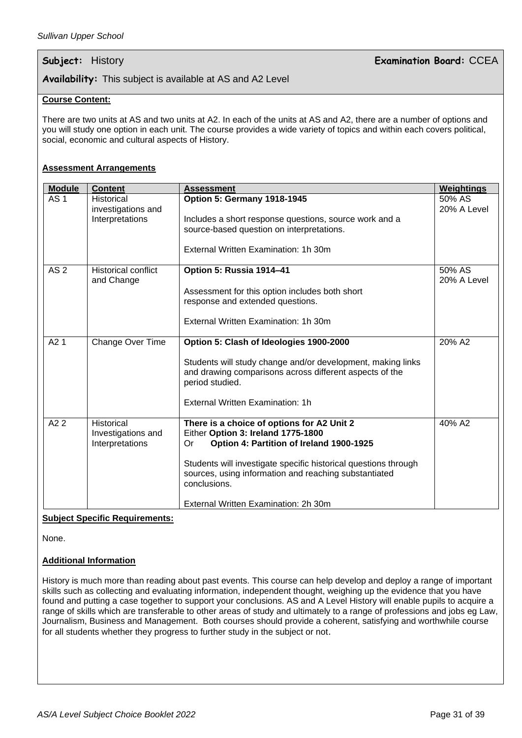**Subject:** History **Examination Board:** CCEA

**Availability:** This subject is available at AS and A2 Level

**Course Content:**

There are two units at AS and two units at A2. In each of the units at AS and A2, there are a number of options and you will study one option in each unit. The course provides a wide variety of topics and within each covers political, social, economic and cultural aspects of History.

**Assessment Arrangements**

| Module | Content | Assessment | Weightings |
|---|---|---|---|
| AS 1 | Historical investigations and Interpretations | **Option 5: Germany 1918-1945**<br><br>Includes a short response questions, source work and a source-based question on interpretations.<br><br>External Written Examination: 1h 30m | 50% AS<br>20% A Level |
| AS 2 | Historical conflict and Change | **Option 5: Russia 1914–41**<br><br>Assessment for this option includes both short response and extended questions.<br><br>External Written Examination: 1h 30m | 50% AS<br>20% A Level |
| A2 1 | Change Over Time | **Option 5: Clash of Ideologies 1900-2000**<br><br>Students will study change and/or development, making links and drawing comparisons across different aspects of the period studied.<br><br>External Written Examination: 1h | 20% A2 |
| A2 2 | Historical Investigations and Interpretations | **There is a choice of options for A2 Unit 2**<br>Either **Option 3: Ireland 1775-1800**<br>Or **Option 4: Partition of Ireland 1900-1925**<br><br>Students will investigate specific historical questions through sources, using information and reaching substantiated conclusions.<br><br>External Written Examination: 2h 30m | 40% A2 |

**Subject Specific Requirements:**

None.

**Additional Information**

History is much more than reading about past events. This course can help develop and deploy a range of important skills such as collecting and evaluating information, independent thought, weighing up the evidence that you have found and putting a case together to support your conclusions. AS and A Level History will enable pupils to acquire a range of skills which are transferable to other areas of study and ultimately to a range of professions and jobs eg Law, Journalism, Business and Management. Both courses should provide a coherent, satisfying and worthwhile course for all students whether they progress to further study in the subject or not.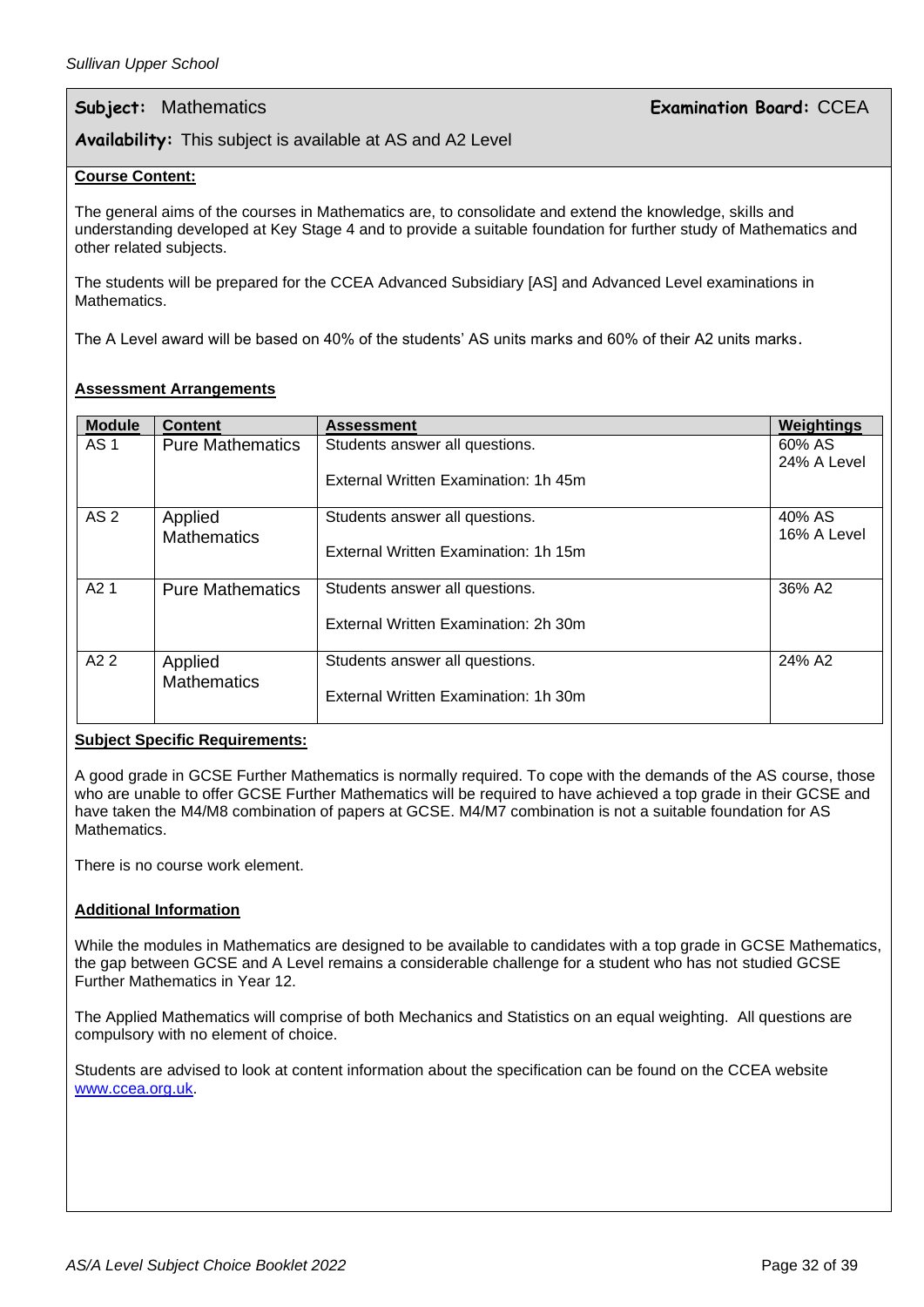**Subject:** Mathematics **Examination Board:** CCEA

**Availability:** This subject is available at AS and A2 Level

**Course Content:**

The general aims of the courses in Mathematics are, to consolidate and extend the knowledge, skills and understanding developed at Key Stage 4 and to provide a suitable foundation for further study of Mathematics and other related subjects.

The students will be prepared for the CCEA Advanced Subsidiary [AS] and Advanced Level examinations in Mathematics.

The A Level award will be based on 40% of the students' AS units marks and 60% of their A2 units marks.

**Assessment Arrangements**

| Module | Content | Assessment | Weightings |
|---|---|---|---|
| AS 1 | Pure Mathematics | Students answer all questions.<br><br>External Written Examination: 1h 45m | 60% AS<br>24% A Level |
| AS 2 | Applied Mathematics | Students answer all questions.<br><br>External Written Examination: 1h 15m | 40% AS<br>16% A Level |
| A2 1 | Pure Mathematics | Students answer all questions.<br><br>External Written Examination: 2h 30m | 36% A2 |
| A2 2 | Applied Mathematics | Students answer all questions.<br><br>External Written Examination: 1h 30m | 24% A2 |

**Subject Specific Requirements:**

A good grade in GCSE Further Mathematics is normally required. To cope with the demands of the AS course, those who are unable to offer GCSE Further Mathematics will be required to have achieved a top grade in their GCSE and have taken the M4/M8 combination of papers at GCSE. M4/M7 combination is not a suitable foundation for AS Mathematics.

There is no course work element.

**Additional Information**

While the modules in Mathematics are designed to be available to candidates with a top grade in GCSE Mathematics, the gap between GCSE and A Level remains a considerable challenge for a student who has not studied GCSE Further Mathematics in Year 12.

The Applied Mathematics will comprise of both Mechanics and Statistics on an equal weighting. All questions are compulsory with no element of choice.

Students are advised to look at content information about the specification can be found on the CCEA website www.ccea.org.uk.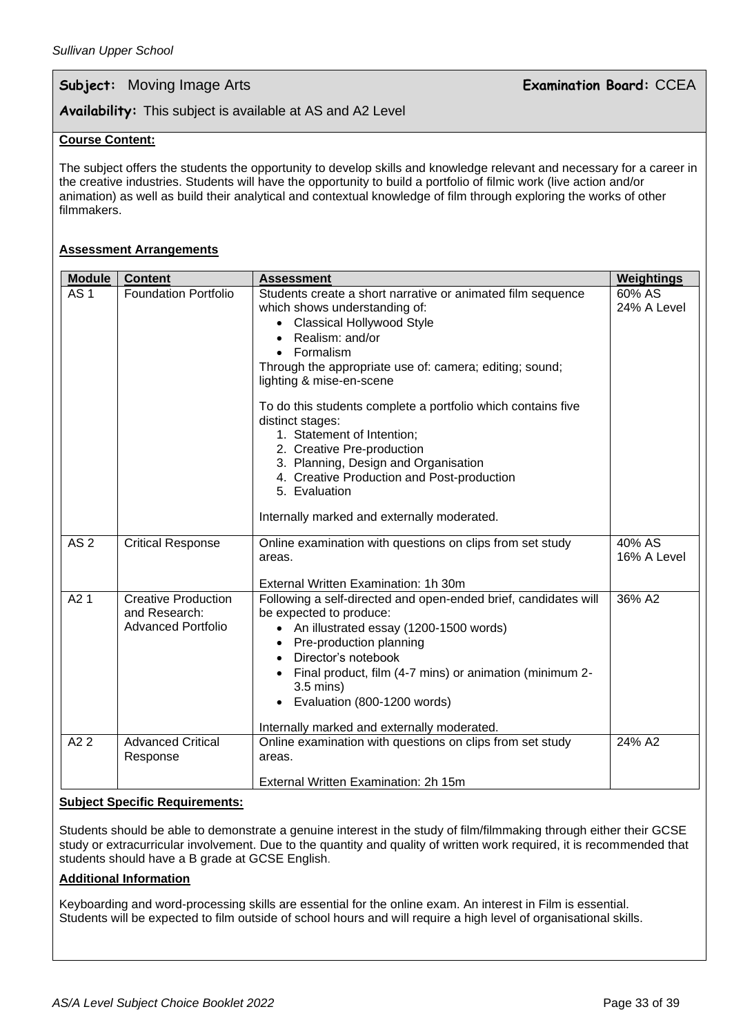**Subject:** Moving Image Arts **Examination Board:** CCEA

**Availability:** This subject is available at AS and A2 Level

**Course Content:**

The subject offers the students the opportunity to develop skills and knowledge relevant and necessary for a career in the creative industries. Students will have the opportunity to build a portfolio of filmic work (live action and/or animation) as well as build their analytical and contextual knowledge of film through exploring the works of other filmmakers.

**Assessment Arrangements**

| Module | Content | Assessment | Weightings |
|---|---|---|---|
| AS 1 | Foundation Portfolio | Students create a short narrative or animated film sequence which shows understanding of:<br>• Classical Hollywood Style<br>• Realism: and/or<br>• Formalism<br>Through the appropriate use of: camera; editing; sound; lighting & mise-en-scene<br><br>To do this students complete a portfolio which contains five distinct stages:<br>1. Statement of Intention;<br>2. Creative Pre-production<br>3. Planning, Design and Organisation<br>4. Creative Production and Post-production<br>5. Evaluation<br><br>Internally marked and externally moderated. | 60% AS<br>24% A Level |
| AS 2 | Critical Response | Online examination with questions on clips from set study areas.<br><br>External Written Examination: 1h 30m | 40% AS<br>16% A Level |
| A2 1 | Creative Production and Research: Advanced Portfolio | Following a self-directed and open-ended brief, candidates will be expected to produce:<br>• An illustrated essay (1200-1500 words)<br>• Pre-production planning<br>• Director's notebook<br>• Final product, film (4-7 mins) or animation (minimum 2-3.5 mins)<br>• Evaluation (800-1200 words)<br><br>Internally marked and externally moderated. | 36% A2 |
| A2 2 | Advanced Critical Response | Online examination with questions on clips from set study areas.<br><br>External Written Examination: 2h 15m | 24% A2 |

**Subject Specific Requirements:**

Students should be able to demonstrate a genuine interest in the study of film/filmmaking through either their GCSE study or extracurricular involvement. Due to the quantity and quality of written work required, it is recommended that students should have a B grade at GCSE English.

**Additional Information**

Keyboarding and word-processing skills are essential for the online exam. An interest in Film is essential. Students will be expected to film outside of school hours and will require a high level of organisational skills.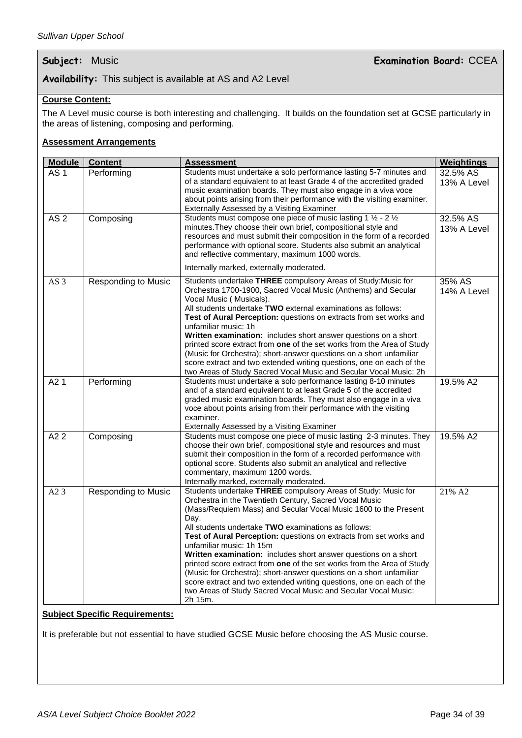**Subject:** Music **Examination Board:** CCEA

**Availability:** This subject is available at AS and A2 Level

**Course Content:**

The A Level music course is both interesting and challenging. It builds on the foundation set at GCSE particularly in the areas of listening, composing and performing.

**Assessment Arrangements**

| Module | Content | Assessment | Weightings |
|---|---|---|---|
| AS 1 | Performing | Students must undertake a solo performance lasting 5-7 minutes and of a standard equivalent to at least Grade 4 of the accredited graded music examination boards. They must also engage in a viva voce about points arising from their performance with the visiting examiner. Externally Assessed by a Visiting Examiner | 32.5% AS 13% A Level |
| AS 2 | Composing | Students must compose one piece of music lasting 1 ½ - 2 ½ minutes.They choose their own brief, compositional style and resources and must submit their composition in the form of a recorded performance with optional score. Students also submit an analytical and reflective commentary, maximum 1000 words. Internally marked, externally moderated. | 32.5% AS 13% A Level |
| AS 3 | Responding to Music | Students undertake **THREE** compulsory Areas of Study:Music for Orchestra 1700-1900, Sacred Vocal Music (Anthems) and Secular Vocal Music ( Musicals). All students undertake **TWO** external examinations as follows: **Test of Aural Perception:** questions on extracts from set works and unfamiliar music: 1h **Written examination:** includes short answer questions on a short printed score extract from **one** of the set works from the Area of Study (Music for Orchestra); short-answer questions on a short unfamiliar score extract and two extended writing questions, one on each of the two Areas of Study Sacred Vocal Music and Secular Vocal Music: 2h | 35% AS 14% A Level |
| A2 1 | Performing | Students must undertake a solo performance lasting 8-10 minutes and of a standard equivalent to at least Grade 5 of the accredited graded music examination boards. They must also engage in a viva voce about points arising from their performance with the visiting examiner. Externally Assessed by a Visiting Examiner | 19.5% A2 |
| A2 2 | Composing | Students must compose one piece of music lasting 2-3 minutes. They choose their own brief, compositional style and resources and must submit their composition in the form of a recorded performance with optional score. Students also submit an analytical and reflective commentary, maximum 1200 words. Internally marked, externally moderated. | 19.5% A2 |
| A2 3 | Responding to Music | Students undertake **THREE** compulsory Areas of Study: Music for Orchestra in the Twentieth Century, Sacred Vocal Music (Mass/Requiem Mass) and Secular Vocal Music 1600 to the Present Day. All students undertake **TWO** examinations as follows: **Test of Aural Perception:** questions on extracts from set works and unfamiliar music: 1h 15m **Written examination:** includes short answer questions on a short printed score extract from **one** of the set works from the Area of Study (Music for Orchestra); short-answer questions on a short unfamiliar score extract and two extended writing questions, one on each of the two Areas of Study Sacred Vocal Music and Secular Vocal Music: 2h 15m. | 21% A2 |

**Subject Specific Requirements:**

It is preferable but not essential to have studied GCSE Music before choosing the AS Music course.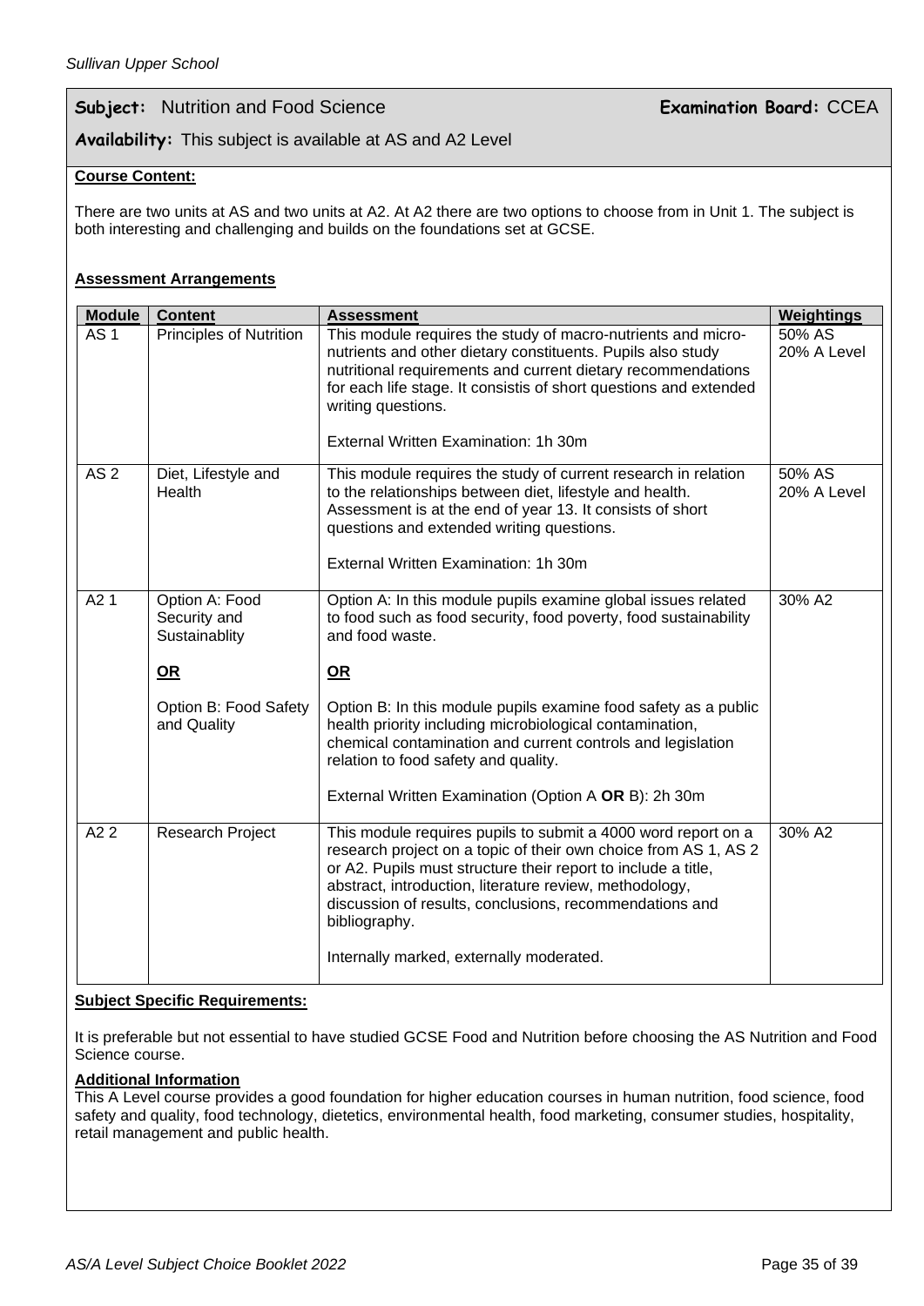**Subject:** Nutrition and Food Science **Examination Board:** CCEA

**Availability:** This subject is available at AS and A2 Level

**Course Content:**

There are two units at AS and two units at A2. At A2 there are two options to choose from in Unit 1. The subject is both interesting and challenging and builds on the foundations set at GCSE.

**Assessment Arrangements**

| Module | Content | Assessment | Weightings |
|---|---|---|---|
| AS 1 | Principles of Nutrition | This module requires the study of macro-nutrients and micro-nutrients and other dietary constituents. Pupils also study nutritional requirements and current dietary recommendations for each life stage. It consistis of short questions and extended writing questions.<br><br>External Written Examination: 1h 30m | 50% AS<br>20% A Level |
| AS 2 | Diet, Lifestyle and Health | This module requires the study of current research in relation to the relationships between diet, lifestyle and health. Assessment is at the end of year 13. It consists of short questions and extended writing questions.<br><br>External Written Examination: 1h 30m | 50% AS<br>20% A Level |
| A2 1 | Option A: Food Security and Sustainablity<br><br>**OR**<br><br>Option B: Food Safety and Quality | Option A: In this module pupils examine global issues related to food such as food security, food poverty, food sustainability and food waste.<br><br>**OR**<br><br>Option B: In this module pupils examine food safety as a public health priority including microbiological contamination, chemical contamination and current controls and legislation relation to food safety and quality.<br><br>External Written Examination (Option A **OR** B): 2h 30m | 30% A2 |
| A2 2 | Research Project | This module requires pupils to submit a 4000 word report on a research project on a topic of their own choice from AS 1, AS 2 or A2. Pupils must structure their report to include a title, abstract, introduction, literature review, methodology, discussion of results, conclusions, recommendations and bibliography.<br><br>Internally marked, externally moderated. | 30% A2 |

**Subject Specific Requirements:**

It is preferable but not essential to have studied GCSE Food and Nutrition before choosing the AS Nutrition and Food Science course.

**Additional Information**

This A Level course provides a good foundation for higher education courses in human nutrition, food science, food safety and quality, food technology, dietetics, environmental health, food marketing, consumer studies, hospitality, retail management and public health.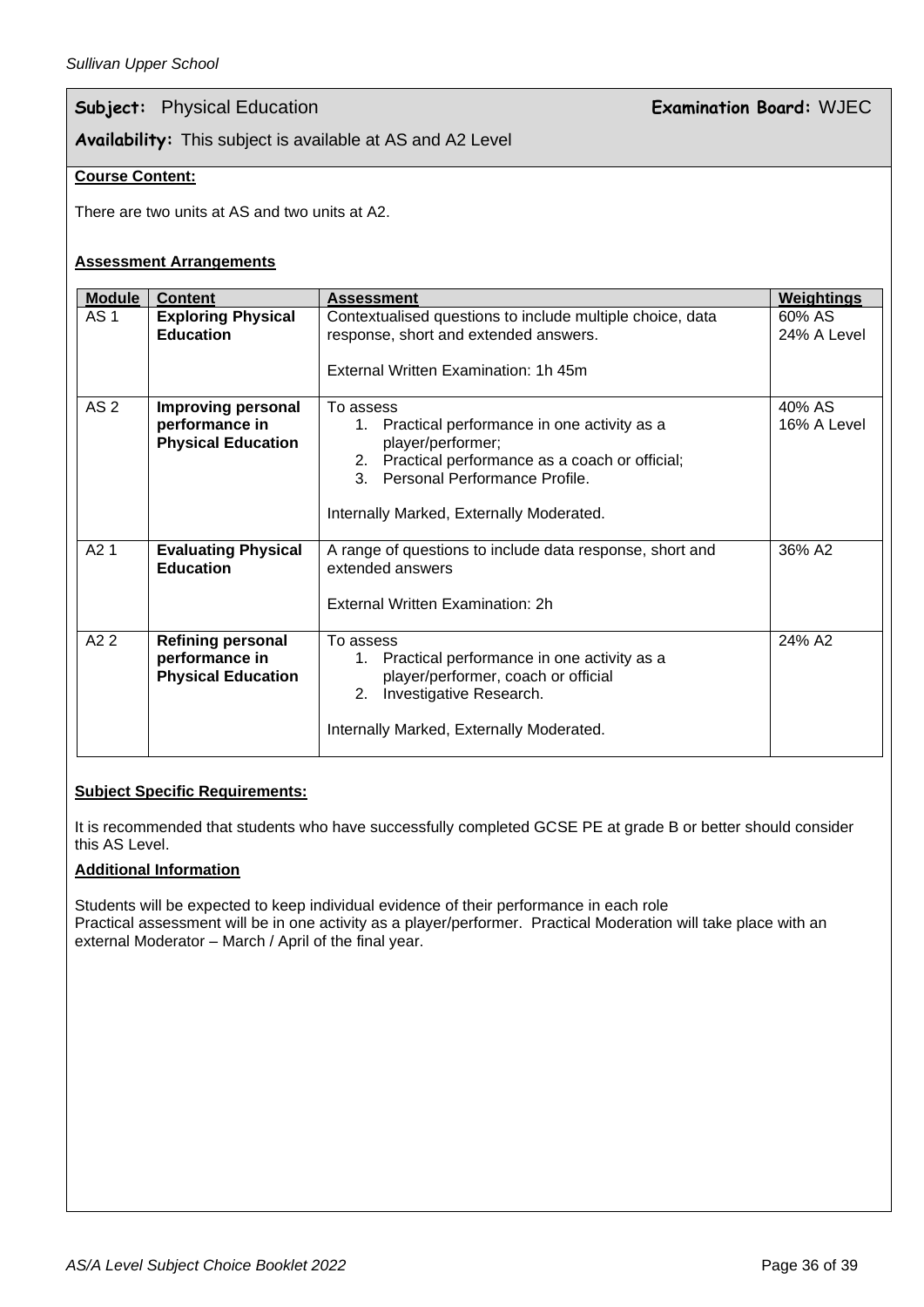**Subject:** Physical Education **Examination Board:** WJEC

**Availability:** This subject is available at AS and A2 Level

**Course Content:**

There are two units at AS and two units at A2.

**Assessment Arrangements**

| Module | Content | Assessment | Weightings |
|---|---|---|---|
| AS 1 | **Exploring Physical Education** | Contextualised questions to include multiple choice, data response, short and extended answers.<br><br>External Written Examination: 1h 45m | 60% AS<br>24% A Level |
| AS 2 | **Improving personal performance in Physical Education** | To assess<br>1. Practical performance in one activity as a player/performer;<br>2. Practical performance as a coach or official;<br>3. Personal Performance Profile.<br><br>Internally Marked, Externally Moderated. | 40% AS<br>16% A Level |
| A2 1 | **Evaluating Physical Education** | A range of questions to include data response, short and extended answers<br><br>External Written Examination: 2h | 36% A2 |
| A2 2 | **Refining personal performance in Physical Education** | To assess<br>1. Practical performance in one activity as a player/performer, coach or official<br>2. Investigative Research.<br><br>Internally Marked, Externally Moderated. | 24% A2 |

**Subject Specific Requirements:**

It is recommended that students who have successfully completed GCSE PE at grade B or better should consider this AS Level.

**Additional Information**

Students will be expected to keep individual evidence of their performance in each role
Practical assessment will be in one activity as a player/performer. Practical Moderation will take place with an external Moderator – March / April of the final year.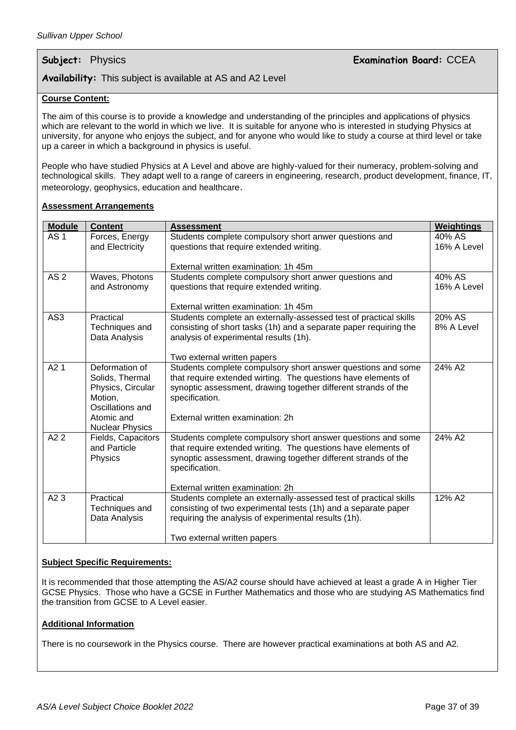**Subject:** Physics **Examination Board:** CCEA

**Availability:** This subject is available at AS and A2 Level

**Course Content:**

The aim of this course is to provide a knowledge and understanding of the principles and applications of physics which are relevant to the world in which we live. It is suitable for anyone who is interested in studying Physics at university, for anyone who enjoys the subject, and for anyone who would like to study a course at third level or take up a career in which a background in physics is useful.

People who have studied Physics at A Level and above are highly-valued for their numeracy, problem-solving and technological skills. They adapt well to a range of careers in engineering, research, product development, finance, IT, meteorology, geophysics, education and healthcare.

**Assessment Arrangements**

| Module | Content | Assessment | Weightings |
|---|---|---|---|
| AS 1 | Forces, Energy and Electricity | Students complete compulsory short anwer questions and questions that require extended writing.<br><br>External written examination: 1h 45m | 40% AS<br>16% A Level |
| AS 2 | Waves, Photons and Astronomy | Students complete compulsory short anwer questions and questions that require extended writing.<br><br>External written examination: 1h 45m | 40% AS<br>16% A Level |
| AS3 | Practical Techniques and Data Analysis | Students complete an externally-assessed test of practical skills consisting of short tasks (1h) and a separate paper requiring the analysis of experimental results (1h).<br><br>Two external written papers | 20% AS<br>8% A Level |
| A2 1 | Deformation of Solids, Thermal Physics, Circular Motion, Oscillations and Atomic and Nuclear Physics | Students complete compulsory short answer questions and some that require extended wirting. The questions have elements of synoptic assessment, drawing together different strands of the specification.<br><br>External written examination: 2h | 24% A2 |
| A2 2 | Fields, Capacitors and Particle Physics | Students complete compulsory short answer questions and some that require extended writing. The questions have elements of synoptic assessment, drawing together different strands of the specification.<br><br>External written examination: 2h | 24% A2 |
| A2 3 | Practical Techniques and Data Analysis | Students complete an externally-assessed test of practical skills consisting of two experimental tests (1h) and a separate paper requiring the analysis of experimental results (1h).<br><br>Two external written papers | 12% A2 |

**Subject Specific Requirements:**

It is recommended that those attempting the AS/A2 course should have achieved at least a grade A in Higher Tier GCSE Physics. Those who have a GCSE in Further Mathematics and those who are studying AS Mathematics find the transition from GCSE to A Level easier.

**Additional Information**

There is no coursework in the Physics course. There are however practical examinations at both AS and A2.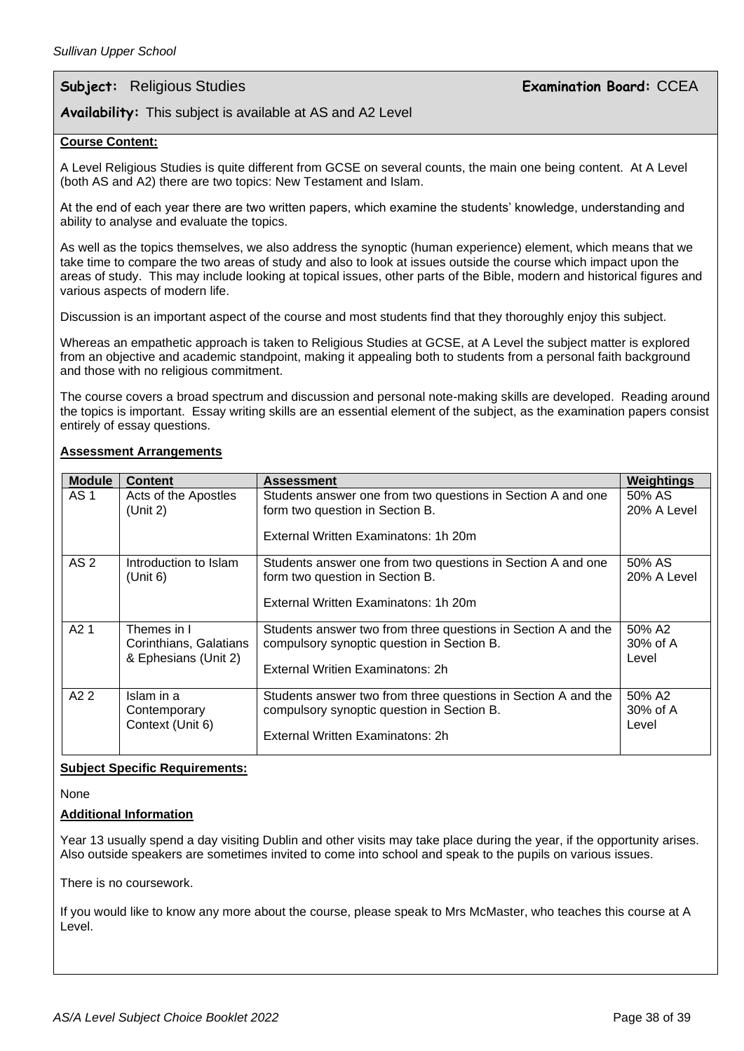**Subject:** Religious Studies **Examination Board:** CCEA

**Availability:** This subject is available at AS and A2 Level

**Course Content:**

A Level Religious Studies is quite different from GCSE on several counts, the main one being content. At A Level (both AS and A2) there are two topics: New Testament and Islam.

At the end of each year there are two written papers, which examine the students' knowledge, understanding and ability to analyse and evaluate the topics.

As well as the topics themselves, we also address the synoptic (human experience) element, which means that we take time to compare the two areas of study and also to look at issues outside the course which impact upon the areas of study. This may include looking at topical issues, other parts of the Bible, modern and historical figures and various aspects of modern life.

Discussion is an important aspect of the course and most students find that they thoroughly enjoy this subject.

Whereas an empathetic approach is taken to Religious Studies at GCSE, at A Level the subject matter is explored from an objective and academic standpoint, making it appealing both to students from a personal faith background and those with no religious commitment.

The course covers a broad spectrum and discussion and personal note-making skills are developed. Reading around the topics is important. Essay writing skills are an essential element of the subject, as the examination papers consist entirely of essay questions.

**Assessment Arrangements**

| Module | Content | Assessment | Weightings |
|---|---|---|---|
| AS 1 | Acts of the Apostles (Unit 2) | Students answer one from two questions in Section A and one form two question in Section B.<br><br>External Written Examinatons: 1h 20m | 50% AS<br>20% A Level |
| AS 2 | Introduction to Islam (Unit 6) | Students answer one from two questions in Section A and one form two question in Section B.<br><br>External Written Examinatons: 1h 20m | 50% AS<br>20% A Level |
| A2 1 | Themes in I Corinthians, Galatians & Ephesians (Unit 2) | Students answer two from three questions in Section A and the compulsory synoptic question in Section B.<br><br>External Writien Examinatons: 2h | 50% A2<br>30% of A Level |
| A2 2 | Islam in a Contemporary Context (Unit 6) | Students answer two from three questions in Section A and the compulsory synoptic question in Section B.<br><br>External Written Examinatons: 2h | 50% A2<br>30% of A Level |

**Subject Specific Requirements:**

None

**Additional Information**

Year 13 usually spend a day visiting Dublin and other visits may take place during the year, if the opportunity arises. Also outside speakers are sometimes invited to come into school and speak to the pupils on various issues.

There is no coursework.

If you would like to know any more about the course, please speak to Mrs McMaster, who teaches this course at A Level.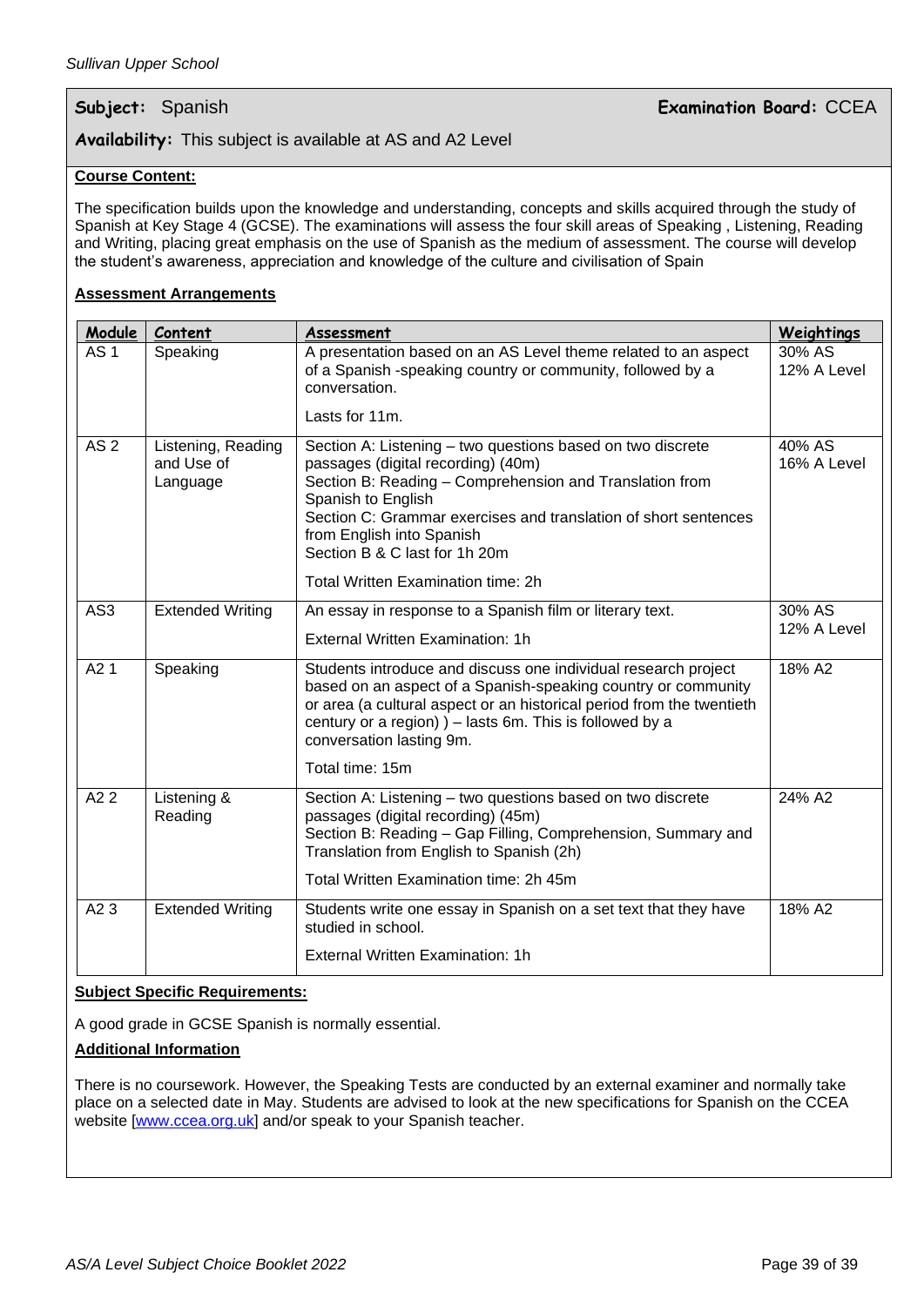**Subject:** Spanish **Examination Board:** CCEA

**Availability:** This subject is available at AS and A2 Level

**Course Content:**

The specification builds upon the knowledge and understanding, concepts and skills acquired through the study of Spanish at Key Stage 4 (GCSE). The examinations will assess the four skill areas of Speaking , Listening, Reading and Writing, placing great emphasis on the use of Spanish as the medium of assessment. The course will develop the student's awareness, appreciation and knowledge of the culture and civilisation of Spain

**Assessment Arrangements**

| Module | Content | Assessment | Weightings |
|---|---|---|---|
| AS 1 | Speaking | A presentation based on an AS Level theme related to an aspect of a Spanish -speaking country or community, followed by a conversation.<br><br>Lasts for 11m. | 30% AS<br>12% A Level |
| AS 2 | Listening, Reading and Use of Language | Section A: Listening – two questions based on two discrete passages (digital recording) (40m)<br>Section B: Reading – Comprehension and Translation from Spanish to English<br>Section C: Grammar exercises and translation of short sentences from English into Spanish<br>Section B & C last for 1h 20m<br><br>Total Written Examination time: 2h | 40% AS<br>16% A Level |
| AS3 | Extended Writing | An essay in response to a Spanish film or literary text.<br><br>External Written Examination: 1h | 30% AS<br>12% A Level |
| A2 1 | Speaking | Students introduce and discuss one individual research project based on an aspect of a Spanish-speaking country or community or area (a cultural aspect or an historical period from the twentieth century or a region) ) – lasts 6m. This is followed by a conversation lasting 9m.<br><br>Total time: 15m | 18% A2 |
| A2 2 | Listening & Reading | Section A: Listening – two questions based on two discrete passages (digital recording) (45m)<br>Section B: Reading – Gap Filling, Comprehension, Summary and Translation from English to Spanish (2h)<br><br>Total Written Examination time: 2h 45m | 24% A2 |
| A2 3 | Extended Writing | Students write one essay in Spanish on a set text that they have studied in school.<br><br>External Written Examination: 1h | 18% A2 |

**Subject Specific Requirements:**

A good grade in GCSE Spanish is normally essential.

**Additional Information**

There is no coursework. However, the Speaking Tests are conducted by an external examiner and normally take place on a selected date in May. Students are advised to look at the new specifications for Spanish on the CCEA website [www.ccea.org.uk] and/or speak to your Spanish teacher.